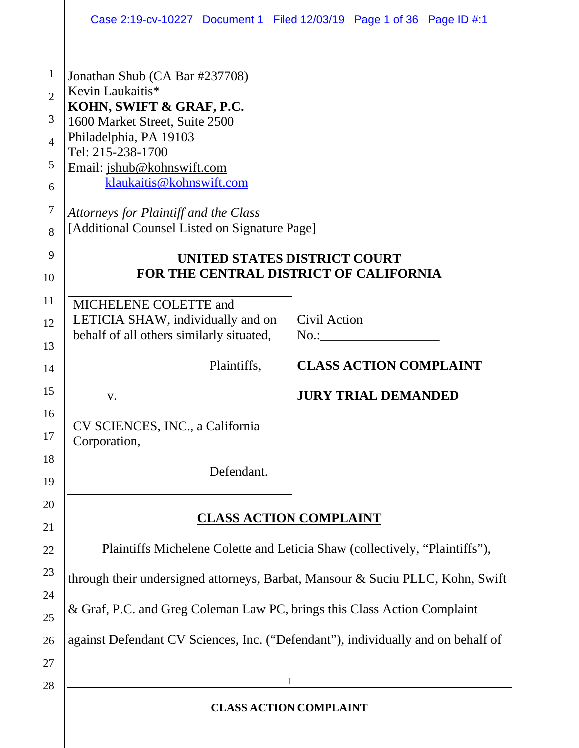Jonathan Shub (CA Bar #237708)
Kevin Laukaitis*
**KOHN, SWIFT & GRAF, P.C.**
1600 Market Street, Suite 2500
Philadelphia, PA 19103
Tel: 215-238-1700
Email: jshub@kohnswift.com
klaukaitis@kohnswift.com

*Attorneys for Plaintiff and the Class*
[Additional Counsel Listed on Signature Page]

**UNITED STATES DISTRICT COURT**
**FOR THE CENTRAL DISTRICT OF CALIFORNIA**

| | |
|---|---|
| MICHELENE COLETTE and LETICIA SHAW, individually and on behalf of all others similarly situated,<br><br>Plaintiffs,<br><br>v.<br><br>CV SCIENCES, INC., a California Corporation,<br><br>Defendant. | Civil Action No.:__________________<br><br>**CLASS ACTION COMPLAINT**<br><br>**JURY TRIAL DEMANDED** |

## CLASS ACTION COMPLAINT

Plaintiffs Michelene Colette and Leticia Shaw (collectively, "Plaintiffs"), through their undersigned attorneys, Barbat, Mansour & Suciu PLLC, Kohn, Swift & Graf, P.C. and Greg Coleman Law PC, brings this Class Action Complaint against Defendant CV Sciences, Inc. ("Defendant"), individually and on behalf of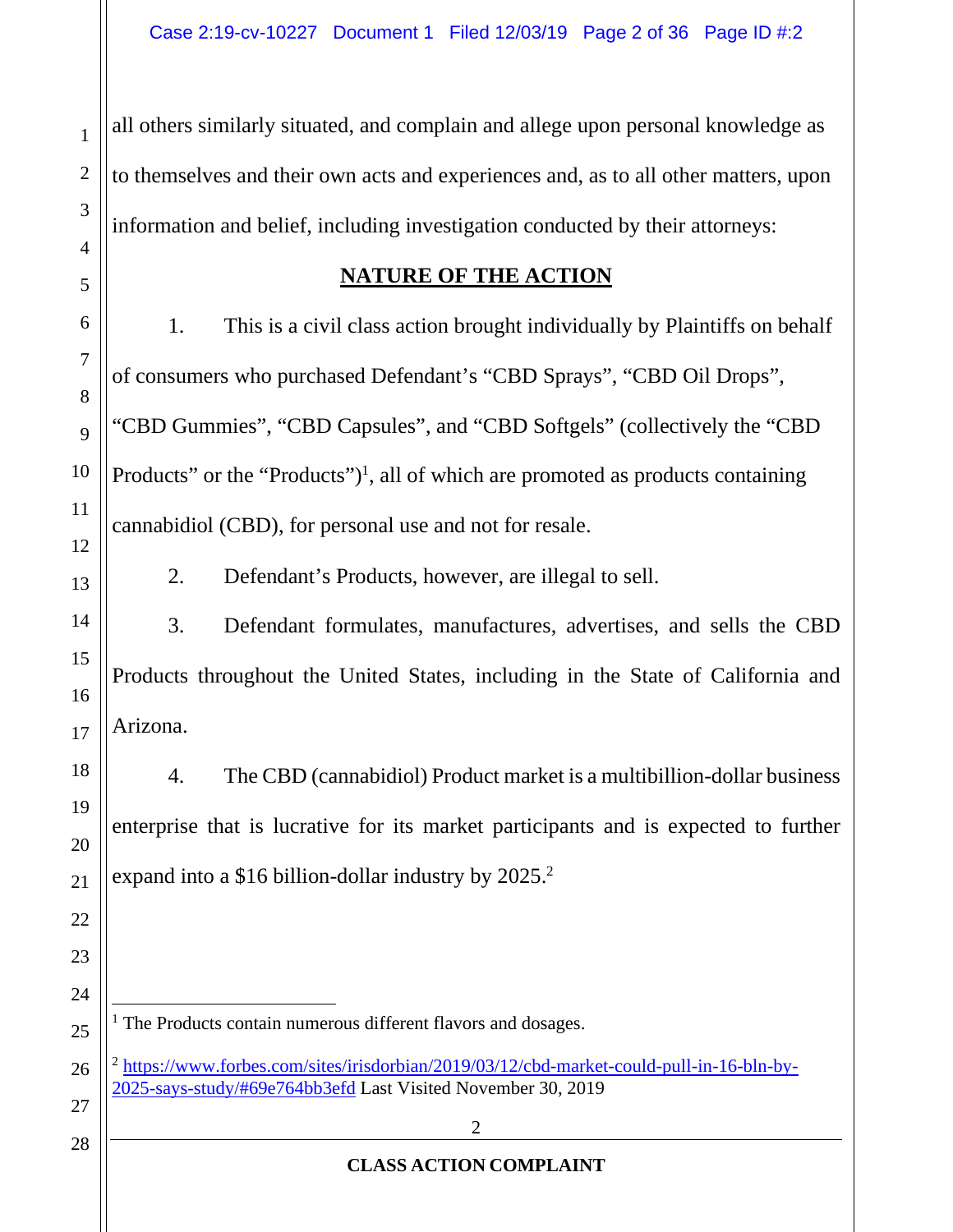all others similarly situated, and complain and allege upon personal knowledge as to themselves and their own acts and experiences and, as to all other matters, upon information and belief, including investigation conducted by their attorneys:

## NATURE OF THE ACTION

1. This is a civil class action brought individually by Plaintiffs on behalf of consumers who purchased Defendant's "CBD Sprays", "CBD Oil Drops", "CBD Gummies", "CBD Capsules", and "CBD Softgels" (collectively the "CBD Products" or the "Products")[1], all of which are promoted as products containing cannabidiol (CBD), for personal use and not for resale.

2. Defendant's Products, however, are illegal to sell.

3. Defendant formulates, manufactures, advertises, and sells the CBD Products throughout the United States, including in the State of California and Arizona.

4. The CBD (cannabidiol) Product market is a multibillion-dollar business enterprise that is lucrative for its market participants and is expected to further expand into a $16 billion-dollar industry by 2025.[2]

---

[1] The Products contain numerous different flavors and dosages.

[2] https://www.forbes.com/sites/irisdorbian/2019/03/12/cbd-market-could-pull-in-16-bln-by-2025-says-study/#69e764bb3efd Last Visited November 30, 2019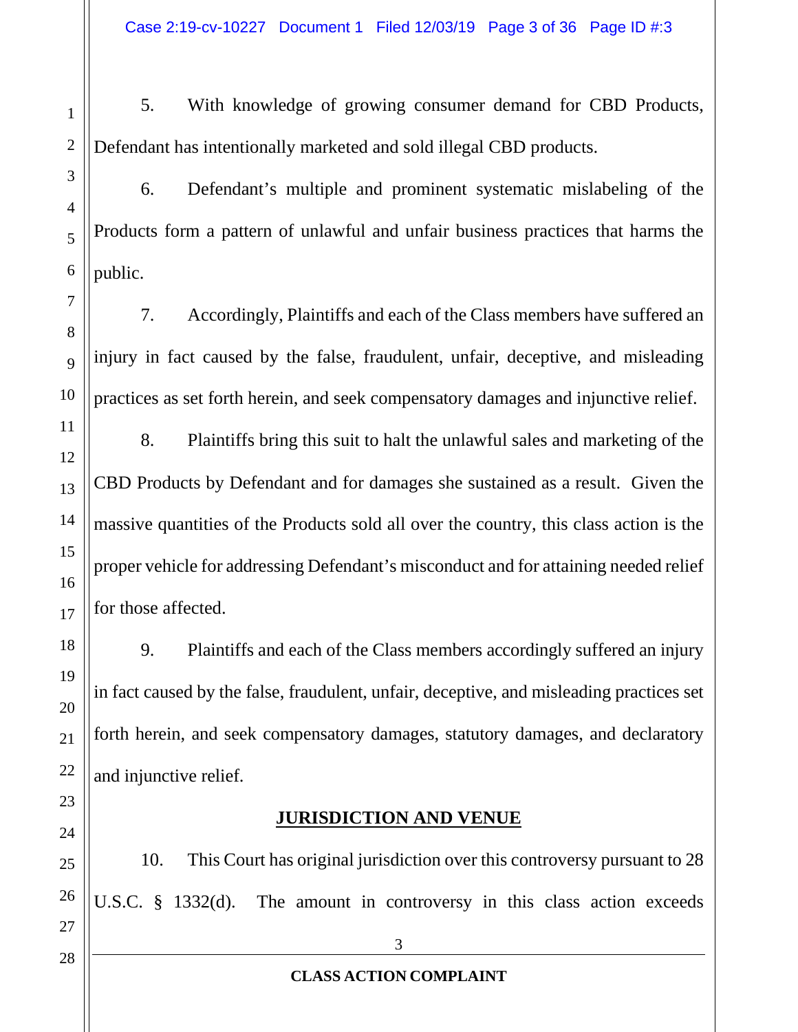5. With knowledge of growing consumer demand for CBD Products, Defendant has intentionally marketed and sold illegal CBD products.

6. Defendant's multiple and prominent systematic mislabeling of the Products form a pattern of unlawful and unfair business practices that harms the public.

7. Accordingly, Plaintiffs and each of the Class members have suffered an injury in fact caused by the false, fraudulent, unfair, deceptive, and misleading practices as set forth herein, and seek compensatory damages and injunctive relief.

8. Plaintiffs bring this suit to halt the unlawful sales and marketing of the CBD Products by Defendant and for damages she sustained as a result. Given the massive quantities of the Products sold all over the country, this class action is the proper vehicle for addressing Defendant's misconduct and for attaining needed relief for those affected.

9. Plaintiffs and each of the Class members accordingly suffered an injury in fact caused by the false, fraudulent, unfair, deceptive, and misleading practices set forth herein, and seek compensatory damages, statutory damages, and declaratory and injunctive relief.

## JURISDICTION AND VENUE

10. This Court has original jurisdiction over this controversy pursuant to 28 U.S.C. § 1332(d). The amount in controversy in this class action exceeds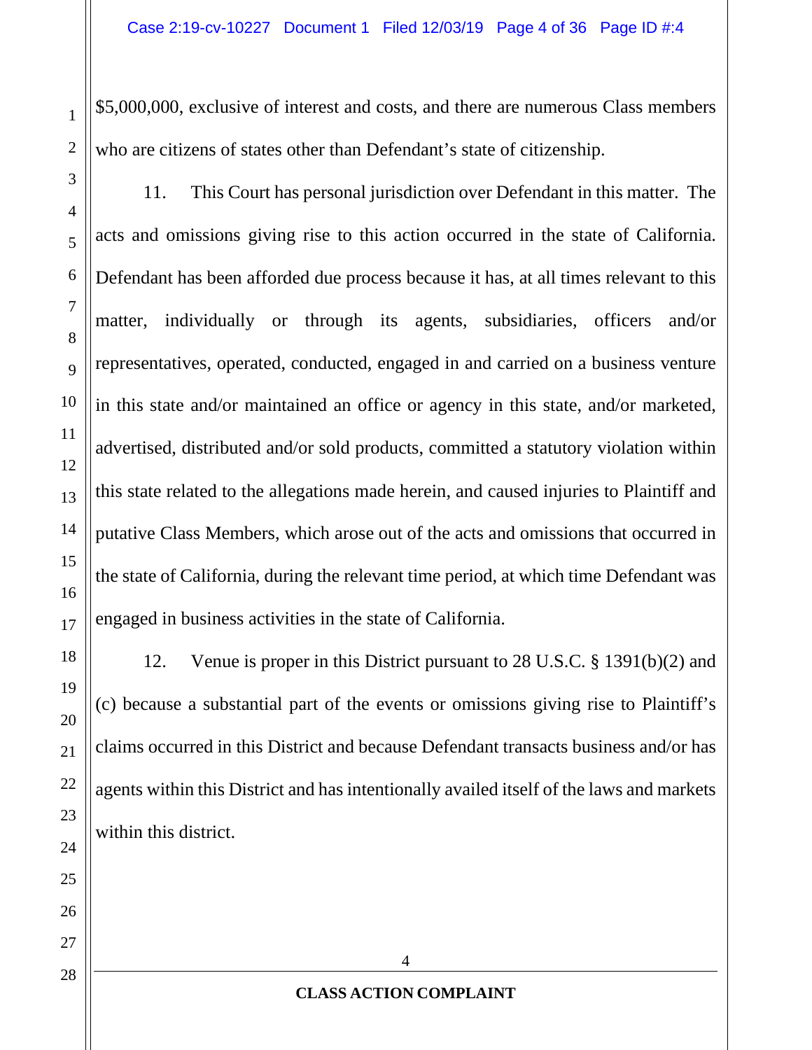$5,000,000, exclusive of interest and costs, and there are numerous Class members who are citizens of states other than Defendant's state of citizenship.

11. This Court has personal jurisdiction over Defendant in this matter. The acts and omissions giving rise to this action occurred in the state of California. Defendant has been afforded due process because it has, at all times relevant to this matter, individually or through its agents, subsidiaries, officers and/or representatives, operated, conducted, engaged in and carried on a business venture in this state and/or maintained an office or agency in this state, and/or marketed, advertised, distributed and/or sold products, committed a statutory violation within this state related to the allegations made herein, and caused injuries to Plaintiff and putative Class Members, which arose out of the acts and omissions that occurred in the state of California, during the relevant time period, at which time Defendant was engaged in business activities in the state of California.

12. Venue is proper in this District pursuant to 28 U.S.C. § 1391(b)(2) and (c) because a substantial part of the events or omissions giving rise to Plaintiff's claims occurred in this District and because Defendant transacts business and/or has agents within this District and has intentionally availed itself of the laws and markets within this district.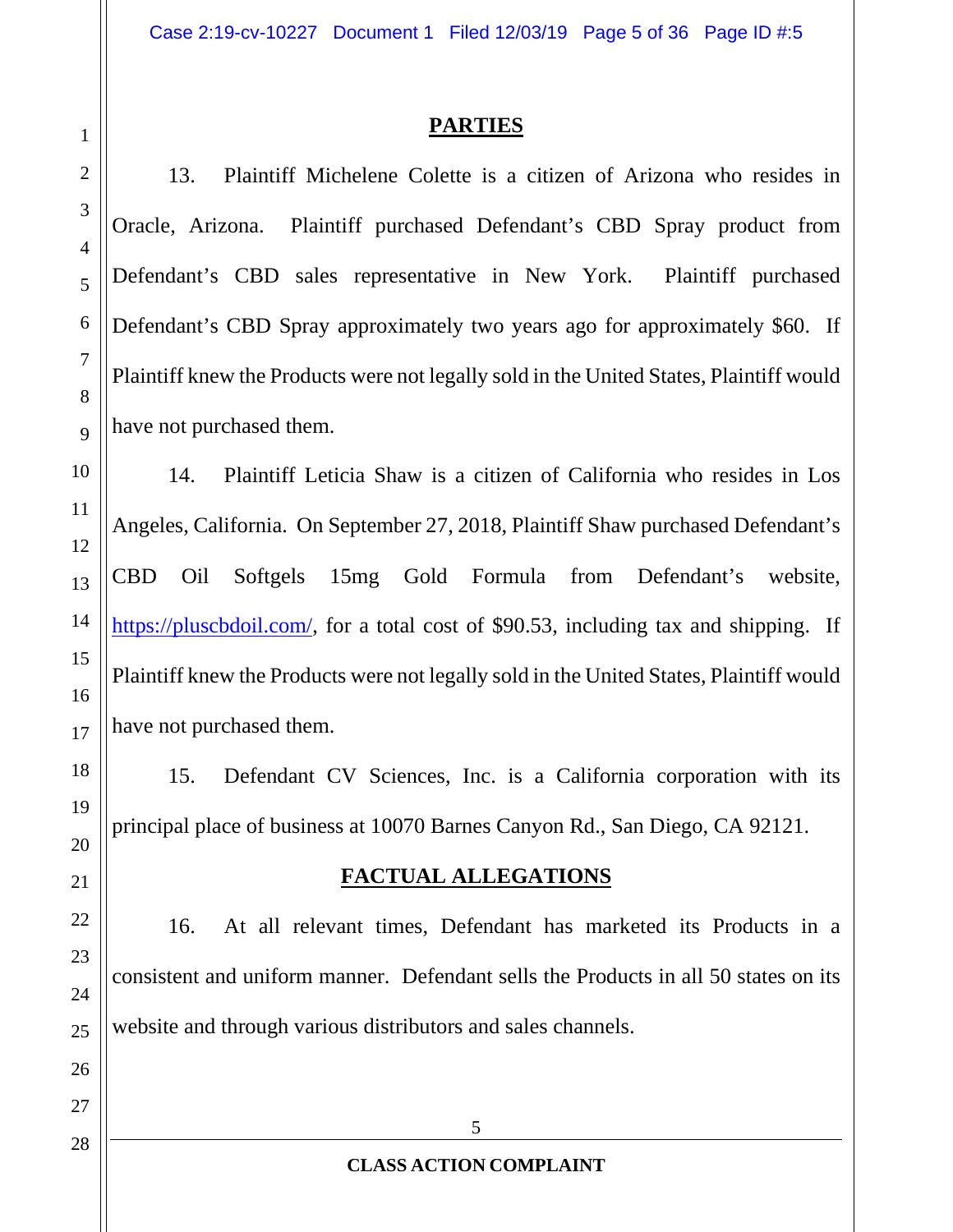## PARTIES

13. Plaintiff Michelene Colette is a citizen of Arizona who resides in Oracle, Arizona. Plaintiff purchased Defendant's CBD Spray product from Defendant's CBD sales representative in New York. Plaintiff purchased Defendant's CBD Spray approximately two years ago for approximately $60. If Plaintiff knew the Products were not legally sold in the United States, Plaintiff would have not purchased them.

14. Plaintiff Leticia Shaw is a citizen of California who resides in Los Angeles, California. On September 27, 2018, Plaintiff Shaw purchased Defendant's CBD Oil Softgels 15mg Gold Formula from Defendant's website, https://pluscbdoil.com/, for a total cost of $90.53, including tax and shipping. If Plaintiff knew the Products were not legally sold in the United States, Plaintiff would have not purchased them.

15. Defendant CV Sciences, Inc. is a California corporation with its principal place of business at 10070 Barnes Canyon Rd., San Diego, CA 92121.

## FACTUAL ALLEGATIONS

16. At all relevant times, Defendant has marketed its Products in a consistent and uniform manner. Defendant sells the Products in all 50 states on its website and through various distributors and sales channels.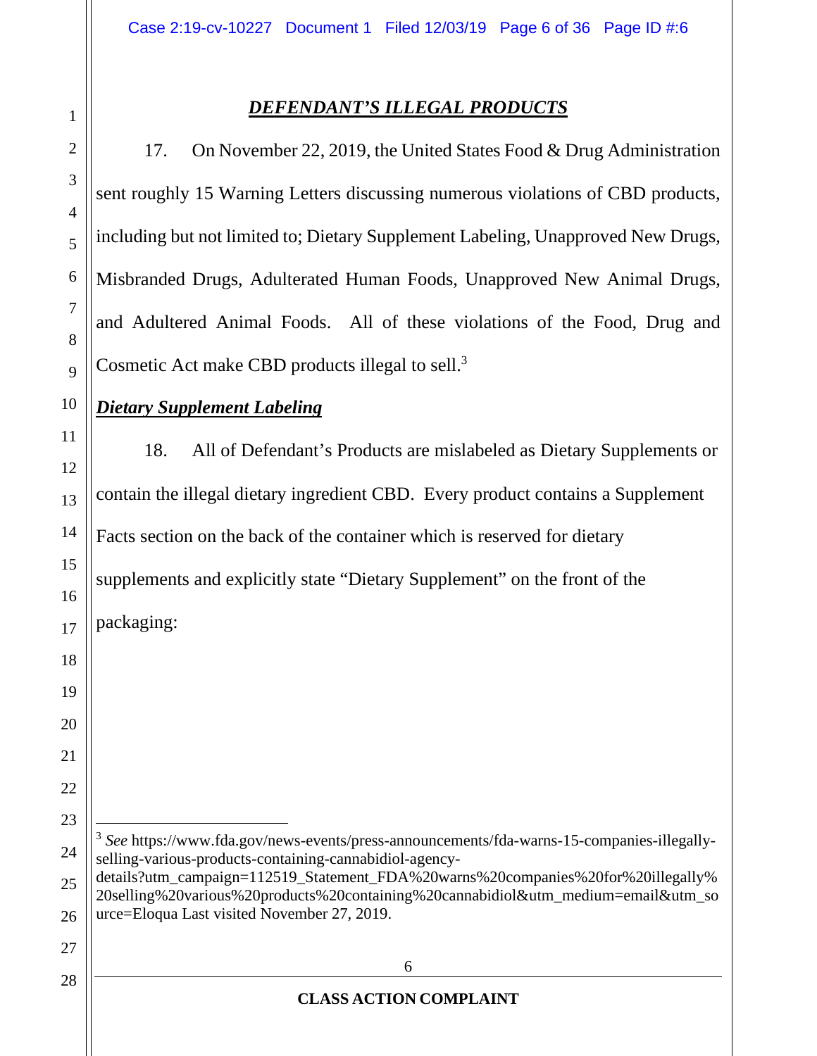## ***DEFENDANT'S ILLEGAL PRODUCTS***

17. On November 22, 2019, the United States Food & Drug Administration sent roughly 15 Warning Letters discussing numerous violations of CBD products, including but not limited to; Dietary Supplement Labeling, Unapproved New Drugs, Misbranded Drugs, Adulterated Human Foods, Unapproved New Animal Drugs, and Adultered Animal Foods. All of these violations of the Food, Drug and Cosmetic Act make CBD products illegal to sell.[3]

***Dietary Supplement Labeling***

18. All of Defendant's Products are mislabeled as Dietary Supplements or contain the illegal dietary ingredient CBD. Every product contains a Supplement Facts section on the back of the container which is reserved for dietary supplements and explicitly state "Dietary Supplement" on the front of the packaging:

---

[3] *See* https://www.fda.gov/news-events/press-announcements/fda-warns-15-companies-illegally-selling-various-products-containing-cannabidiol-agency-details?utm_campaign=112519_Statement_FDA%20warns%20companies%20for%20illegally%20selling%20various%20products%20containing%20cannabidiol&utm_medium=email&utm_source=Eloqua Last visited November 27, 2019.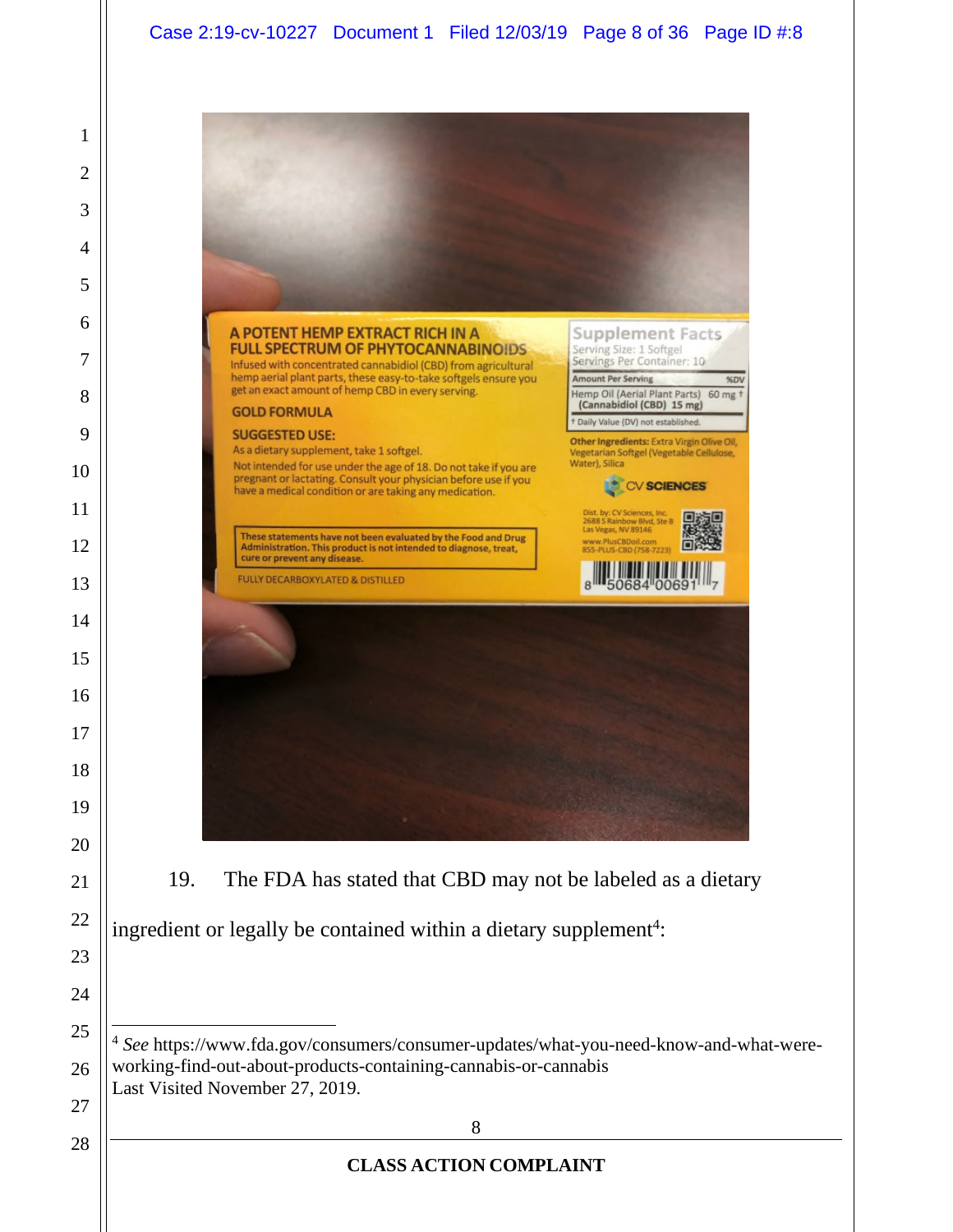**A POTENT HEMP EXTRACT RICH IN A FULL SPECTRUM OF PHYTOCANNABINOIDS**

Infused with concentrated cannabidiol (CBD) from agricultural hemp aerial plant parts, these easy-to-take softgels ensure you get an exact amount of hemp CBD in every serving.

**GOLD FORMULA**

**SUGGESTED USE:**

As a dietary supplement, take 1 softgel.

Not intended for use under the age of 18. Do not take if you are pregnant or lactating. Consult your physician before use if you have a medical condition or are taking any medication.

**These statements have not been evaluated by the Food and Drug Administration. This product is not intended to diagnose, treat, cure or prevent any disease.**

FULLY DECARBOXYLATED & DISTILLED

**Supplement Facts**

Serving Size: 1 Softgel

Servings Per Container: 10

| Amount Per Serving | | %DV |
|---|---|---|
| Hemp Oil (Aerial Plant Parts) (Cannabidiol (CBD) 15 mg) | 60 mg | † |

† Daily Value (DV) not established.

**Other Ingredients:** Extra Virgin Olive Oil, Vegetarian Softgel (Vegetable Cellulose, Water), Silica

CV SCIENCES

Dist. by: CV Sciences, Inc.
2688 S Rainbow Blvd, Ste B
Las Vegas, NV 89146
www.PlusCBDoil.com
855-PLUS-CBD (758-7223)

8 50684 00691 7

19. The FDA has stated that CBD may not be labeled as a dietary ingredient or legally be contained within a dietary supplement[4]:

---

[4] *See* https://www.fda.gov/consumers/consumer-updates/what-you-need-know-and-what-were-working-find-out-about-products-containing-cannabis-or-cannabis
Last Visited November 27, 2019.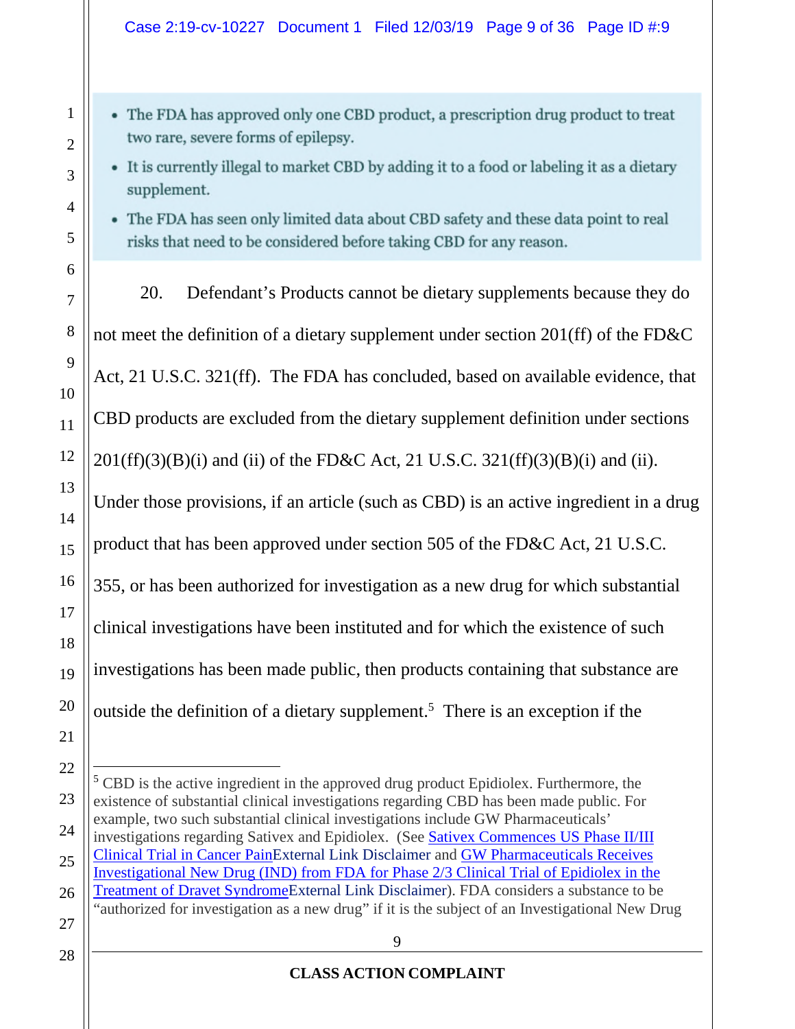- The FDA has approved only one CBD product, a prescription drug product to treat two rare, severe forms of epilepsy.
- It is currently illegal to market CBD by adding it to a food or labeling it as a dietary supplement.
- The FDA has seen only limited data about CBD safety and these data point to real risks that need to be considered before taking CBD for any reason.

20. Defendant's Products cannot be dietary supplements because they do not meet the definition of a dietary supplement under section 201(ff) of the FD&C Act, 21 U.S.C. 321(ff). The FDA has concluded, based on available evidence, that CBD products are excluded from the dietary supplement definition under sections 201(ff)(3)(B)(i) and (ii) of the FD&C Act, 21 U.S.C. 321(ff)(3)(B)(i) and (ii). Under those provisions, if an article (such as CBD) is an active ingredient in a drug product that has been approved under section 505 of the FD&C Act, 21 U.S.C. 355, or has been authorized for investigation as a new drug for which substantial clinical investigations have been instituted and for which the existence of such investigations has been made public, then products containing that substance are outside the definition of a dietary supplement.[5] There is an exception if the

[5] CBD is the active ingredient in the approved drug product Epidiolex. Furthermore, the existence of substantial clinical investigations regarding CBD has been made public. For example, two such substantial clinical investigations include GW Pharmaceuticals' investigations regarding Sativex and Epidiolex. (See Sativex Commences US Phase II/III Clinical Trial in Cancer PainExternal Link Disclaimer and GW Pharmaceuticals Receives Investigational New Drug (IND) from FDA for Phase 2/3 Clinical Trial of Epidiolex in the Treatment of Dravet SyndromeExternal Link Disclaimer). FDA considers a substance to be "authorized for investigation as a new drug" if it is the subject of an Investigational New Drug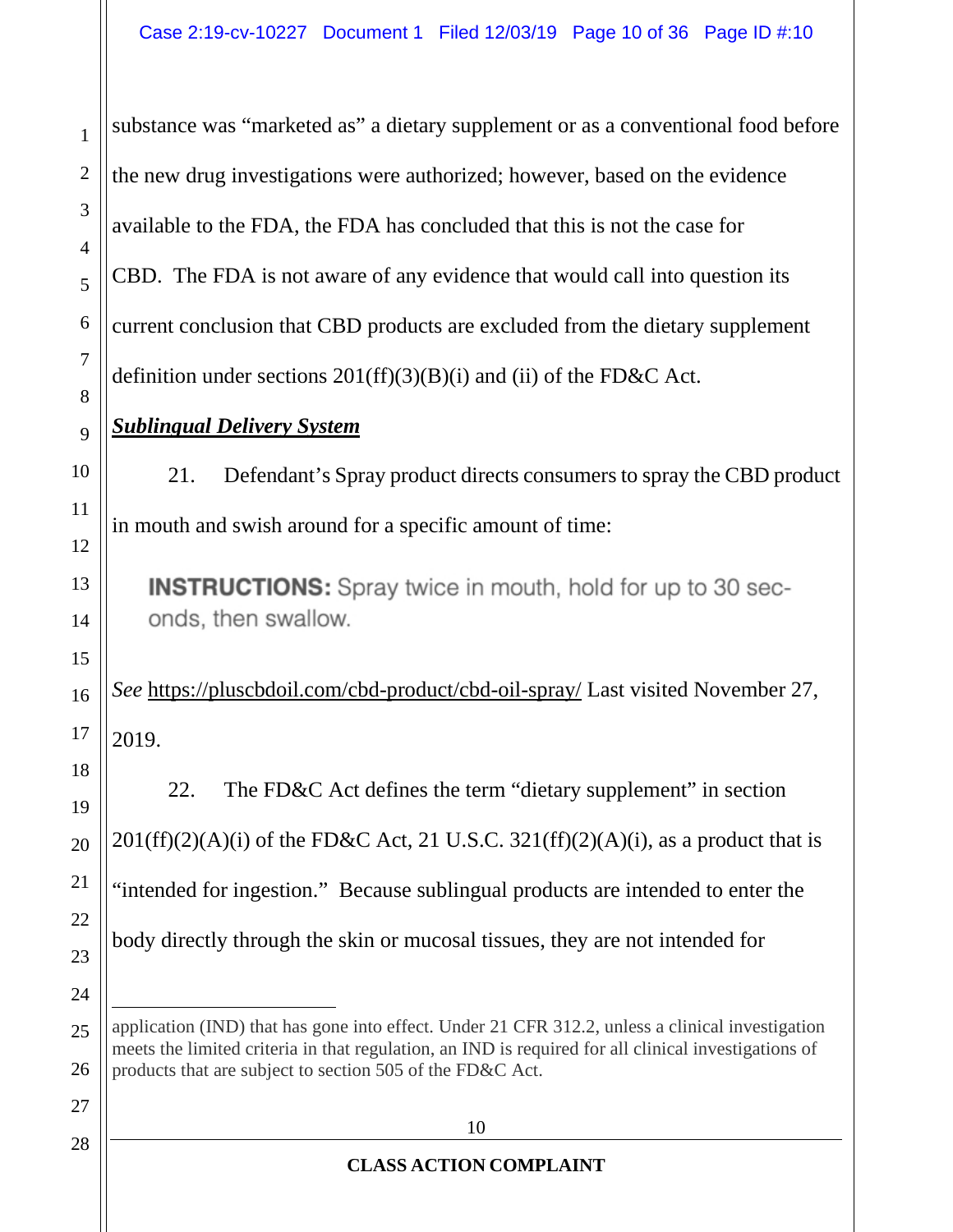substance was "marketed as" a dietary supplement or as a conventional food before the new drug investigations were authorized; however, based on the evidence available to the FDA, the FDA has concluded that this is not the case for CBD. The FDA is not aware of any evidence that would call into question its current conclusion that CBD products are excluded from the dietary supplement definition under sections 201(ff)(3)(B)(i) and (ii) of the FD&C Act.

***Sublingual Delivery System***

21. Defendant's Spray product directs consumers to spray the CBD product in mouth and swish around for a specific amount of time:

> **INSTRUCTIONS:** Spray twice in mouth, hold for up to 30 seconds, then swallow.

*See* https://pluscbdoil.com/cbd-product/cbd-oil-spray/ Last visited November 27, 2019.

22. The FD&C Act defines the term "dietary supplement" in section 201(ff)(2)(A)(i) of the FD&C Act, 21 U.S.C. 321(ff)(2)(A)(i), as a product that is "intended for ingestion." Because sublingual products are intended to enter the body directly through the skin or mucosal tissues, they are not intended for

---

application (IND) that has gone into effect. Under 21 CFR 312.2, unless a clinical investigation meets the limited criteria in that regulation, an IND is required for all clinical investigations of products that are subject to section 505 of the FD&C Act.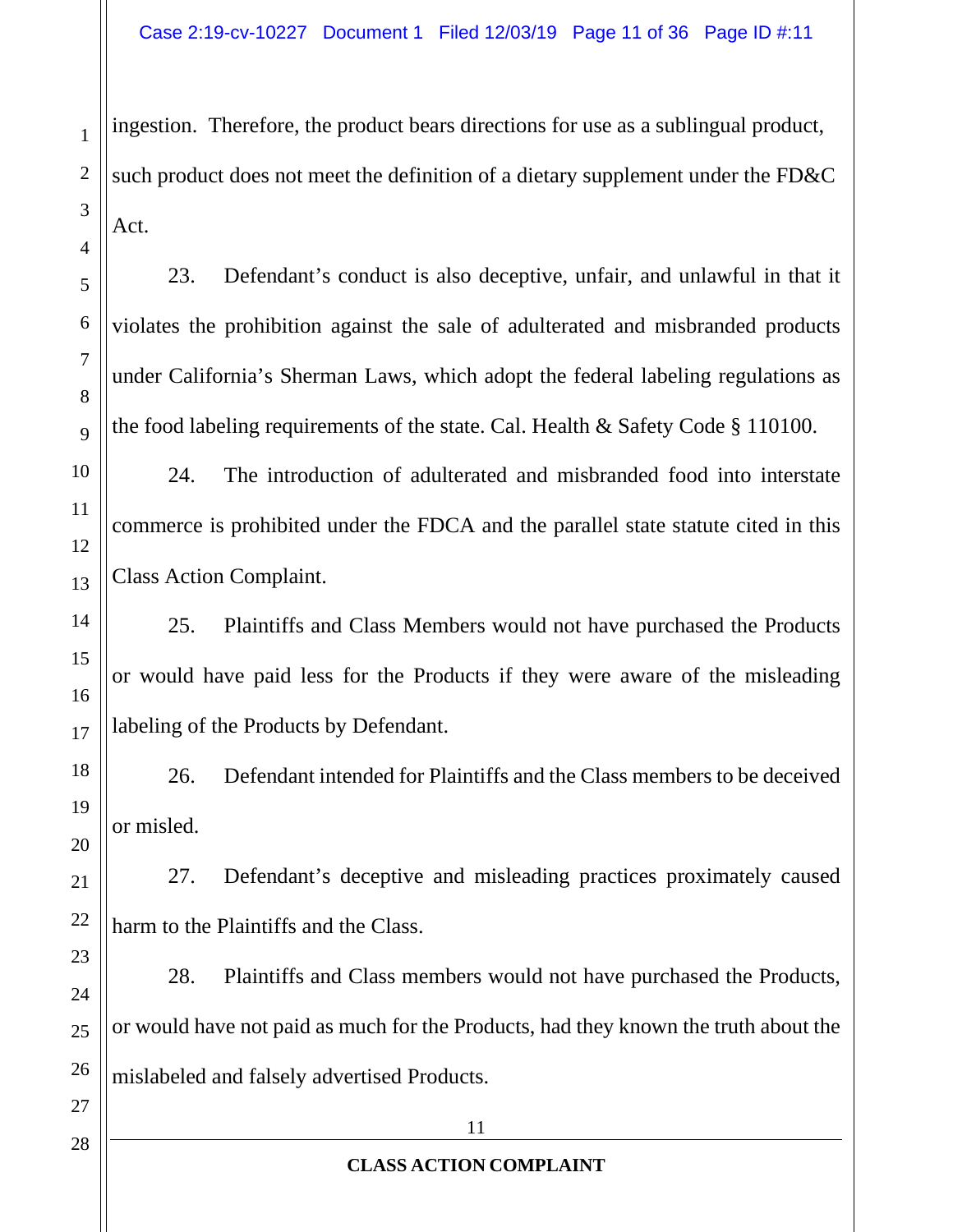ingestion. Therefore, the product bears directions for use as a sublingual product, such product does not meet the definition of a dietary supplement under the FD&C Act.

23. Defendant's conduct is also deceptive, unfair, and unlawful in that it violates the prohibition against the sale of adulterated and misbranded products under California's Sherman Laws, which adopt the federal labeling regulations as the food labeling requirements of the state. Cal. Health & Safety Code § 110100.

24. The introduction of adulterated and misbranded food into interstate commerce is prohibited under the FDCA and the parallel state statute cited in this Class Action Complaint.

25. Plaintiffs and Class Members would not have purchased the Products or would have paid less for the Products if they were aware of the misleading labeling of the Products by Defendant.

26. Defendant intended for Plaintiffs and the Class members to be deceived or misled.

27. Defendant's deceptive and misleading practices proximately caused harm to the Plaintiffs and the Class.

28. Plaintiffs and Class members would not have purchased the Products, or would have not paid as much for the Products, had they known the truth about the mislabeled and falsely advertised Products.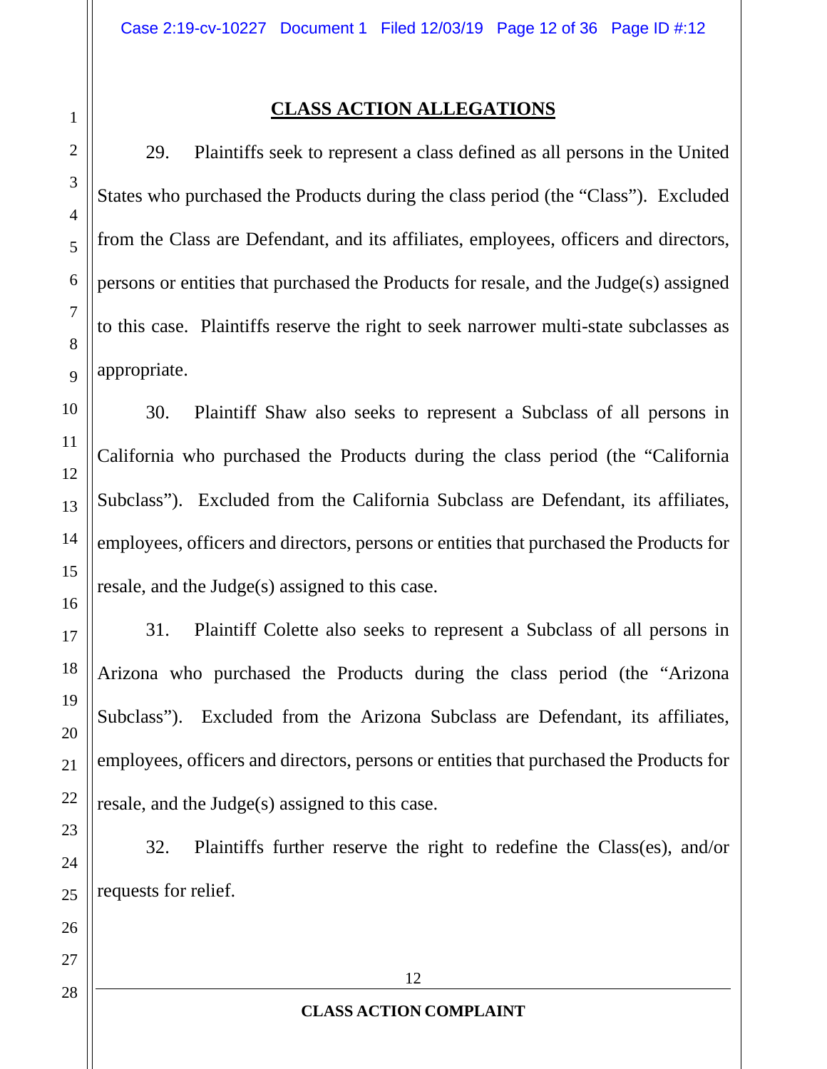## CLASS ACTION ALLEGATIONS

29. Plaintiffs seek to represent a class defined as all persons in the United States who purchased the Products during the class period (the "Class"). Excluded from the Class are Defendant, and its affiliates, employees, officers and directors, persons or entities that purchased the Products for resale, and the Judge(s) assigned to this case. Plaintiffs reserve the right to seek narrower multi-state subclasses as appropriate.

30. Plaintiff Shaw also seeks to represent a Subclass of all persons in California who purchased the Products during the class period (the "California Subclass"). Excluded from the California Subclass are Defendant, its affiliates, employees, officers and directors, persons or entities that purchased the Products for resale, and the Judge(s) assigned to this case.

31. Plaintiff Colette also seeks to represent a Subclass of all persons in Arizona who purchased the Products during the class period (the "Arizona Subclass"). Excluded from the Arizona Subclass are Defendant, its affiliates, employees, officers and directors, persons or entities that purchased the Products for resale, and the Judge(s) assigned to this case.

32. Plaintiffs further reserve the right to redefine the Class(es), and/or requests for relief.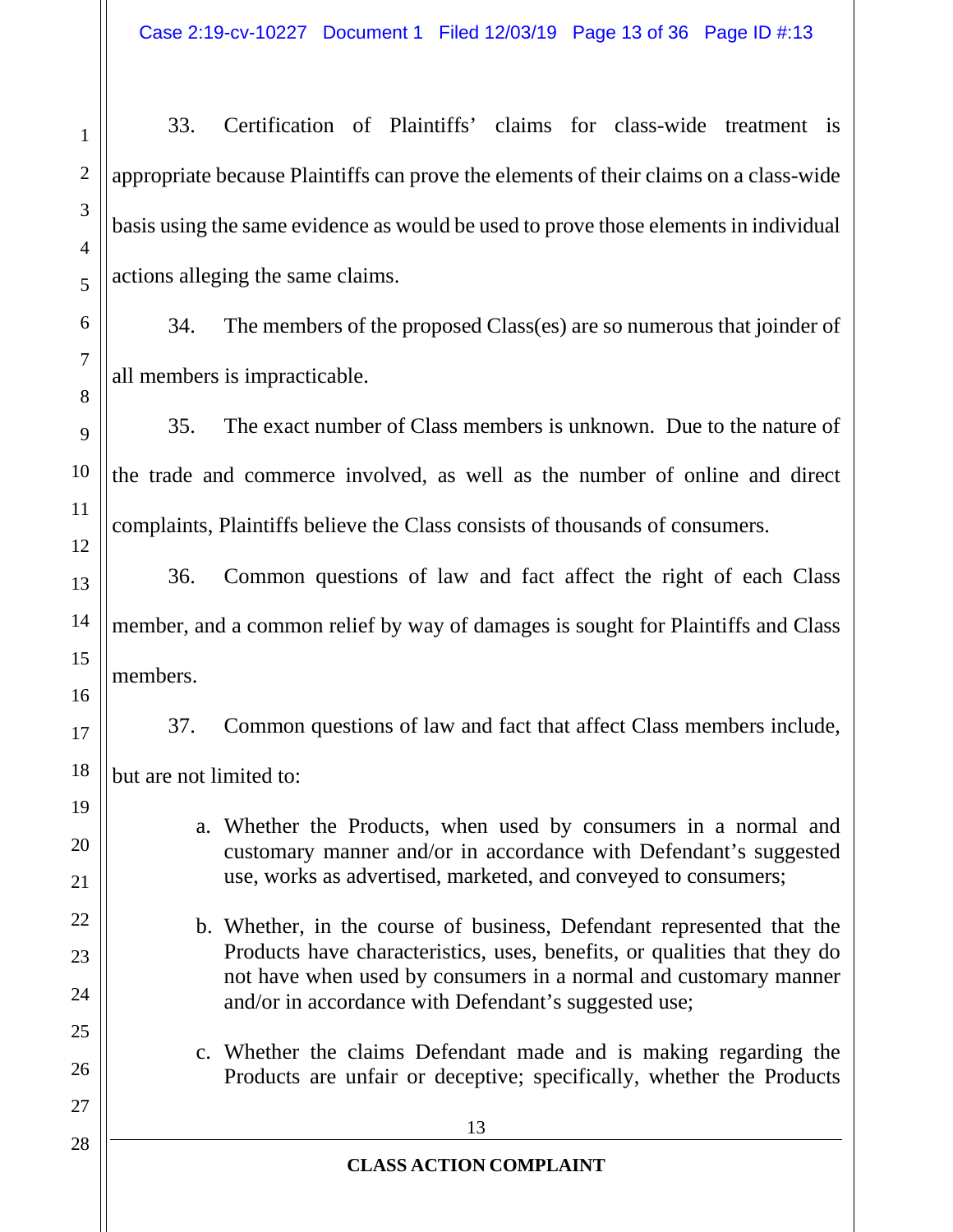33. Certification of Plaintiffs' claims for class-wide treatment is appropriate because Plaintiffs can prove the elements of their claims on a class-wide basis using the same evidence as would be used to prove those elements in individual actions alleging the same claims.

34. The members of the proposed Class(es) are so numerous that joinder of all members is impracticable.

35. The exact number of Class members is unknown. Due to the nature of the trade and commerce involved, as well as the number of online and direct complaints, Plaintiffs believe the Class consists of thousands of consumers.

36. Common questions of law and fact affect the right of each Class member, and a common relief by way of damages is sought for Plaintiffs and Class members.

37. Common questions of law and fact that affect Class members include, but are not limited to:

a. Whether the Products, when used by consumers in a normal and customary manner and/or in accordance with Defendant's suggested use, works as advertised, marketed, and conveyed to consumers;

b. Whether, in the course of business, Defendant represented that the Products have characteristics, uses, benefits, or qualities that they do not have when used by consumers in a normal and customary manner and/or in accordance with Defendant's suggested use;

c. Whether the claims Defendant made and is making regarding the Products are unfair or deceptive; specifically, whether the Products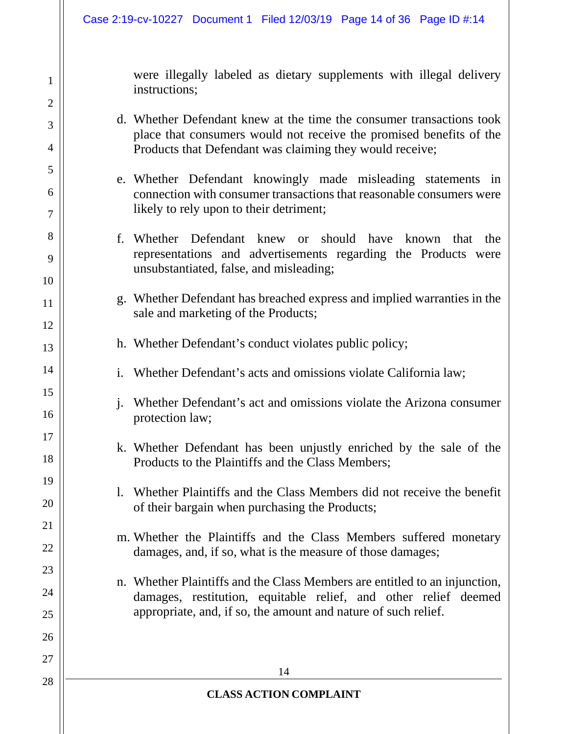were illegally labeled as dietary supplements with illegal delivery instructions;

d. Whether Defendant knew at the time the consumer transactions took place that consumers would not receive the promised benefits of the Products that Defendant was claiming they would receive;

e. Whether Defendant knowingly made misleading statements in connection with consumer transactions that reasonable consumers were likely to rely upon to their detriment;

f. Whether Defendant knew or should have known that the representations and advertisements regarding the Products were unsubstantiated, false, and misleading;

g. Whether Defendant has breached express and implied warranties in the sale and marketing of the Products;

h. Whether Defendant's conduct violates public policy;

i. Whether Defendant's acts and omissions violate California law;

j. Whether Defendant's act and omissions violate the Arizona consumer protection law;

k. Whether Defendant has been unjustly enriched by the sale of the Products to the Plaintiffs and the Class Members;

l. Whether Plaintiffs and the Class Members did not receive the benefit of their bargain when purchasing the Products;

m. Whether the Plaintiffs and the Class Members suffered monetary damages, and, if so, what is the measure of those damages;

n. Whether Plaintiffs and the Class Members are entitled to an injunction, damages, restitution, equitable relief, and other relief deemed appropriate, and, if so, the amount and nature of such relief.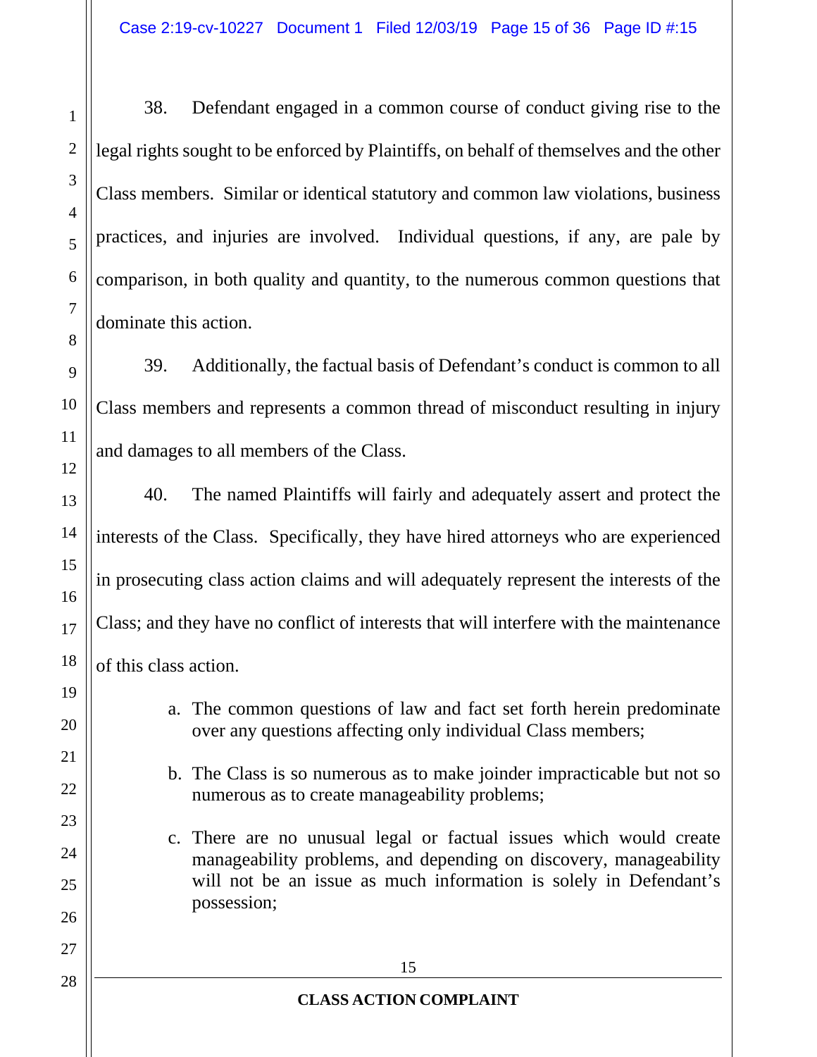38. Defendant engaged in a common course of conduct giving rise to the legal rights sought to be enforced by Plaintiffs, on behalf of themselves and the other Class members. Similar or identical statutory and common law violations, business practices, and injuries are involved. Individual questions, if any, are pale by comparison, in both quality and quantity, to the numerous common questions that dominate this action.

39. Additionally, the factual basis of Defendant's conduct is common to all Class members and represents a common thread of misconduct resulting in injury and damages to all members of the Class.

40. The named Plaintiffs will fairly and adequately assert and protect the interests of the Class. Specifically, they have hired attorneys who are experienced in prosecuting class action claims and will adequately represent the interests of the Class; and they have no conflict of interests that will interfere with the maintenance of this class action.

a. The common questions of law and fact set forth herein predominate over any questions affecting only individual Class members;

b. The Class is so numerous as to make joinder impracticable but not so numerous as to create manageability problems;

c. There are no unusual legal or factual issues which would create manageability problems, and depending on discovery, manageability will not be an issue as much information is solely in Defendant's possession;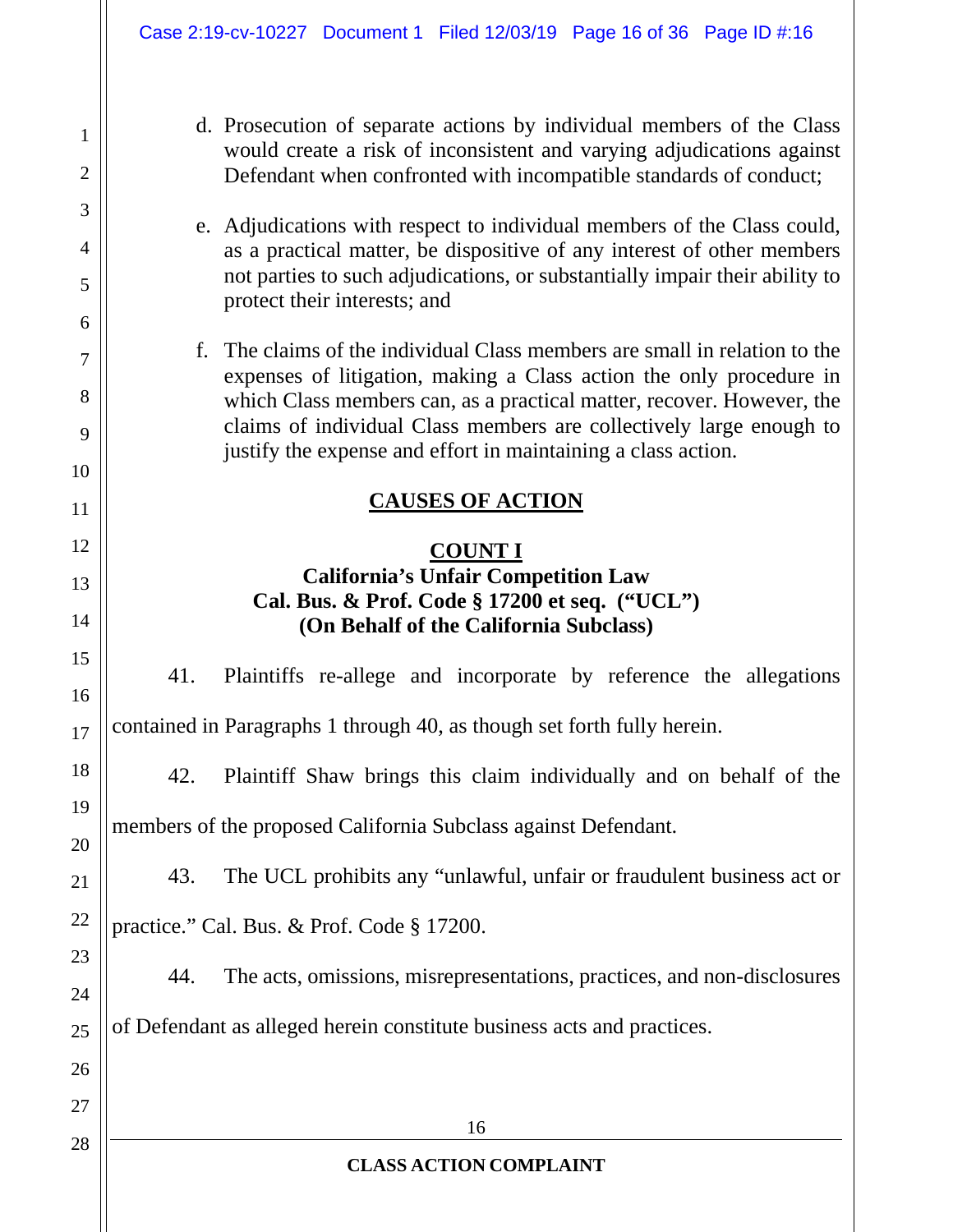d. Prosecution of separate actions by individual members of the Class would create a risk of inconsistent and varying adjudications against Defendant when confronted with incompatible standards of conduct;

e. Adjudications with respect to individual members of the Class could, as a practical matter, be dispositive of any interest of other members not parties to such adjudications, or substantially impair their ability to protect their interests; and

f. The claims of the individual Class members are small in relation to the expenses of litigation, making a Class action the only procedure in which Class members can, as a practical matter, recover. However, the claims of individual Class members are collectively large enough to justify the expense and effort in maintaining a class action.

## CAUSES OF ACTION

### COUNT I
### California's Unfair Competition Law
### Cal. Bus. & Prof. Code § 17200 et seq. ("UCL")
### (On Behalf of the California Subclass)

41. Plaintiffs re-allege and incorporate by reference the allegations contained in Paragraphs 1 through 40, as though set forth fully herein.

42. Plaintiff Shaw brings this claim individually and on behalf of the members of the proposed California Subclass against Defendant.

43. The UCL prohibits any "unlawful, unfair or fraudulent business act or practice." Cal. Bus. & Prof. Code § 17200.

44. The acts, omissions, misrepresentations, practices, and non-disclosures of Defendant as alleged herein constitute business acts and practices.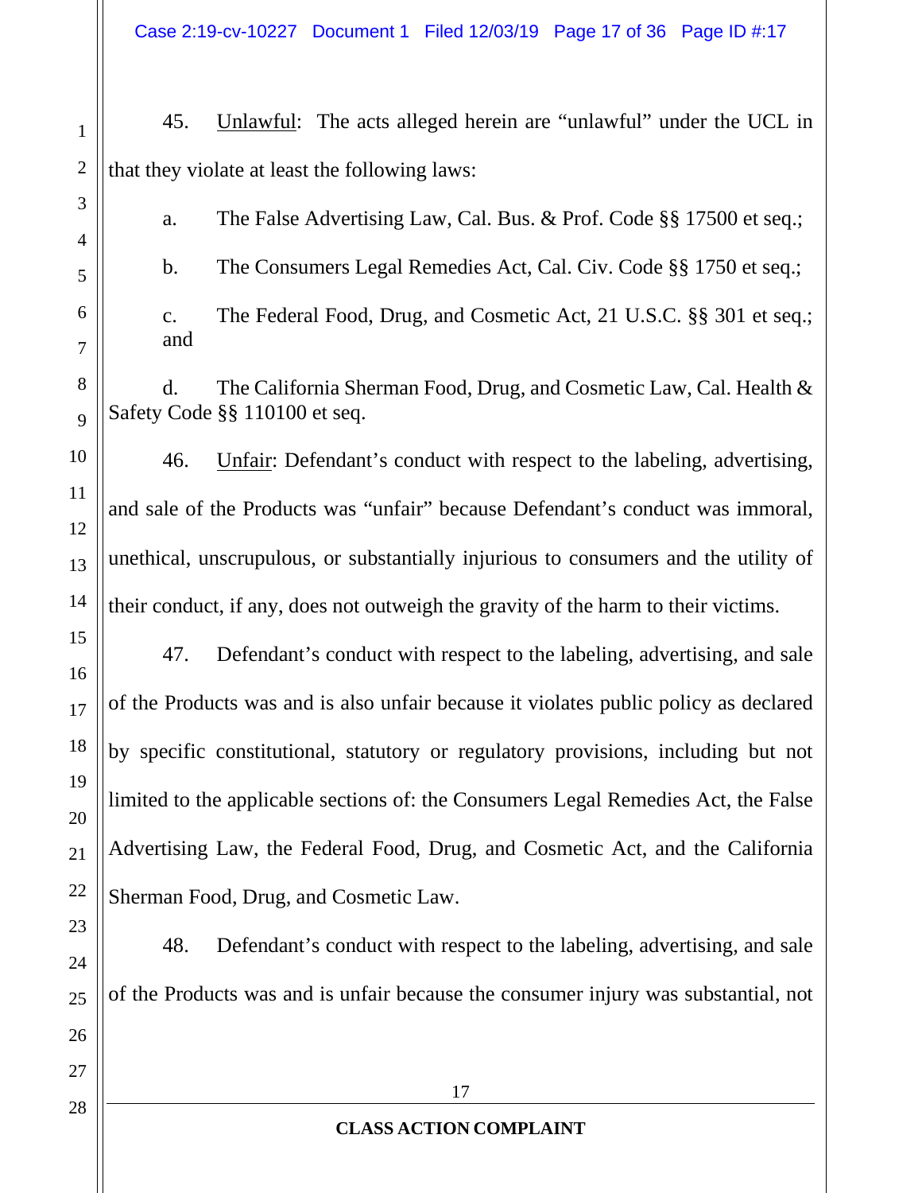45. Unlawful: The acts alleged herein are "unlawful" under the UCL in that they violate at least the following laws:

a. The False Advertising Law, Cal. Bus. & Prof. Code §§ 17500 et seq.;

b. The Consumers Legal Remedies Act, Cal. Civ. Code §§ 1750 et seq.;

c. The Federal Food, Drug, and Cosmetic Act, 21 U.S.C. §§ 301 et seq.; and

d. The California Sherman Food, Drug, and Cosmetic Law, Cal. Health & Safety Code §§ 110100 et seq.

46. Unfair: Defendant's conduct with respect to the labeling, advertising, and sale of the Products was "unfair" because Defendant's conduct was immoral, unethical, unscrupulous, or substantially injurious to consumers and the utility of their conduct, if any, does not outweigh the gravity of the harm to their victims.

47. Defendant's conduct with respect to the labeling, advertising, and sale of the Products was and is also unfair because it violates public policy as declared by specific constitutional, statutory or regulatory provisions, including but not limited to the applicable sections of: the Consumers Legal Remedies Act, the False Advertising Law, the Federal Food, Drug, and Cosmetic Act, and the California Sherman Food, Drug, and Cosmetic Law.

48. Defendant's conduct with respect to the labeling, advertising, and sale of the Products was and is unfair because the consumer injury was substantial, not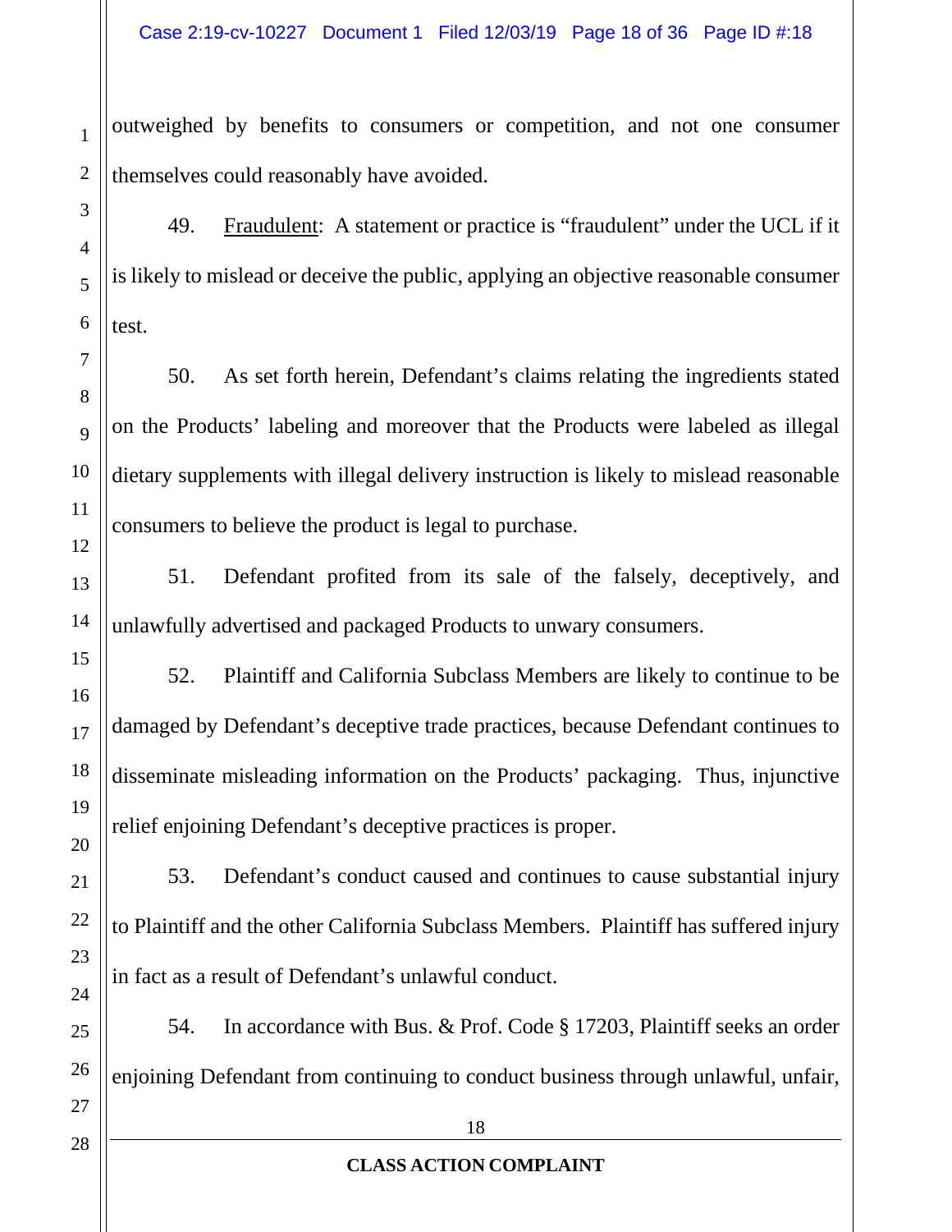outweighed by benefits to consumers or competition, and not one consumer themselves could reasonably have avoided.

49. Fraudulent: A statement or practice is "fraudulent" under the UCL if it is likely to mislead or deceive the public, applying an objective reasonable consumer test.

50. As set forth herein, Defendant's claims relating the ingredients stated on the Products' labeling and moreover that the Products were labeled as illegal dietary supplements with illegal delivery instruction is likely to mislead reasonable consumers to believe the product is legal to purchase.

51. Defendant profited from its sale of the falsely, deceptively, and unlawfully advertised and packaged Products to unwary consumers.

52. Plaintiff and California Subclass Members are likely to continue to be damaged by Defendant's deceptive trade practices, because Defendant continues to disseminate misleading information on the Products' packaging. Thus, injunctive relief enjoining Defendant's deceptive practices is proper.

53. Defendant's conduct caused and continues to cause substantial injury to Plaintiff and the other California Subclass Members. Plaintiff has suffered injury in fact as a result of Defendant's unlawful conduct.

54. In accordance with Bus. & Prof. Code § 17203, Plaintiff seeks an order enjoining Defendant from continuing to conduct business through unlawful, unfair,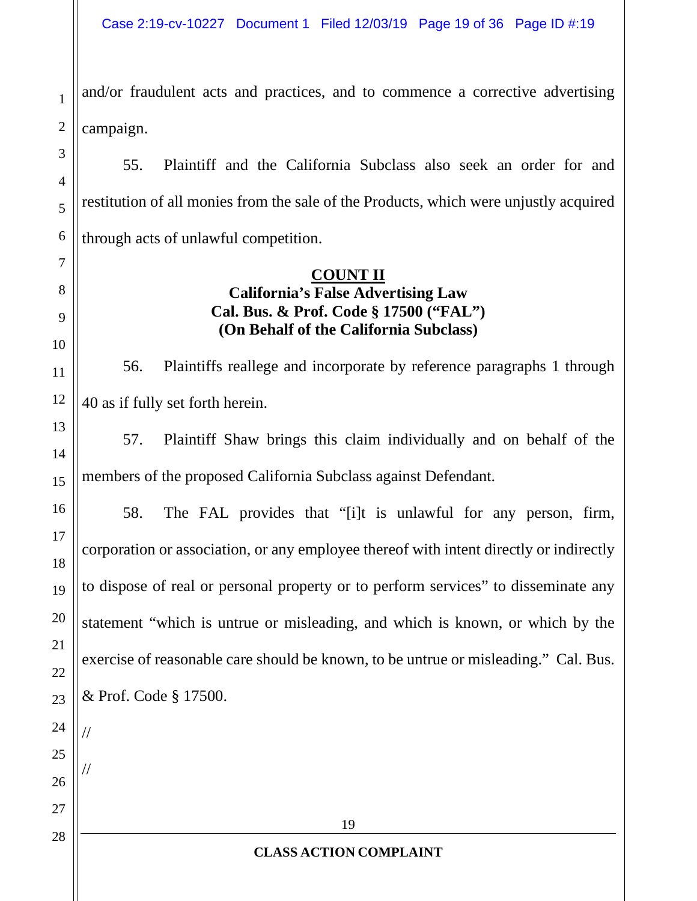and/or fraudulent acts and practices, and to commence a corrective advertising campaign.

55. Plaintiff and the California Subclass also seek an order for and restitution of all monies from the sale of the Products, which were unjustly acquired through acts of unlawful competition.

**COUNT II**
**California's False Advertising Law**
**Cal. Bus. & Prof. Code § 17500 ("FAL")**
**(On Behalf of the California Subclass)**

56. Plaintiffs reallege and incorporate by reference paragraphs 1 through 40 as if fully set forth herein.

57. Plaintiff Shaw brings this claim individually and on behalf of the members of the proposed California Subclass against Defendant.

58. The FAL provides that "[i]t is unlawful for any person, firm, corporation or association, or any employee thereof with intent directly or indirectly to dispose of real or personal property or to perform services" to disseminate any statement "which is untrue or misleading, and which is known, or which by the exercise of reasonable care should be known, to be untrue or misleading." Cal. Bus. & Prof. Code § 17500.

//

//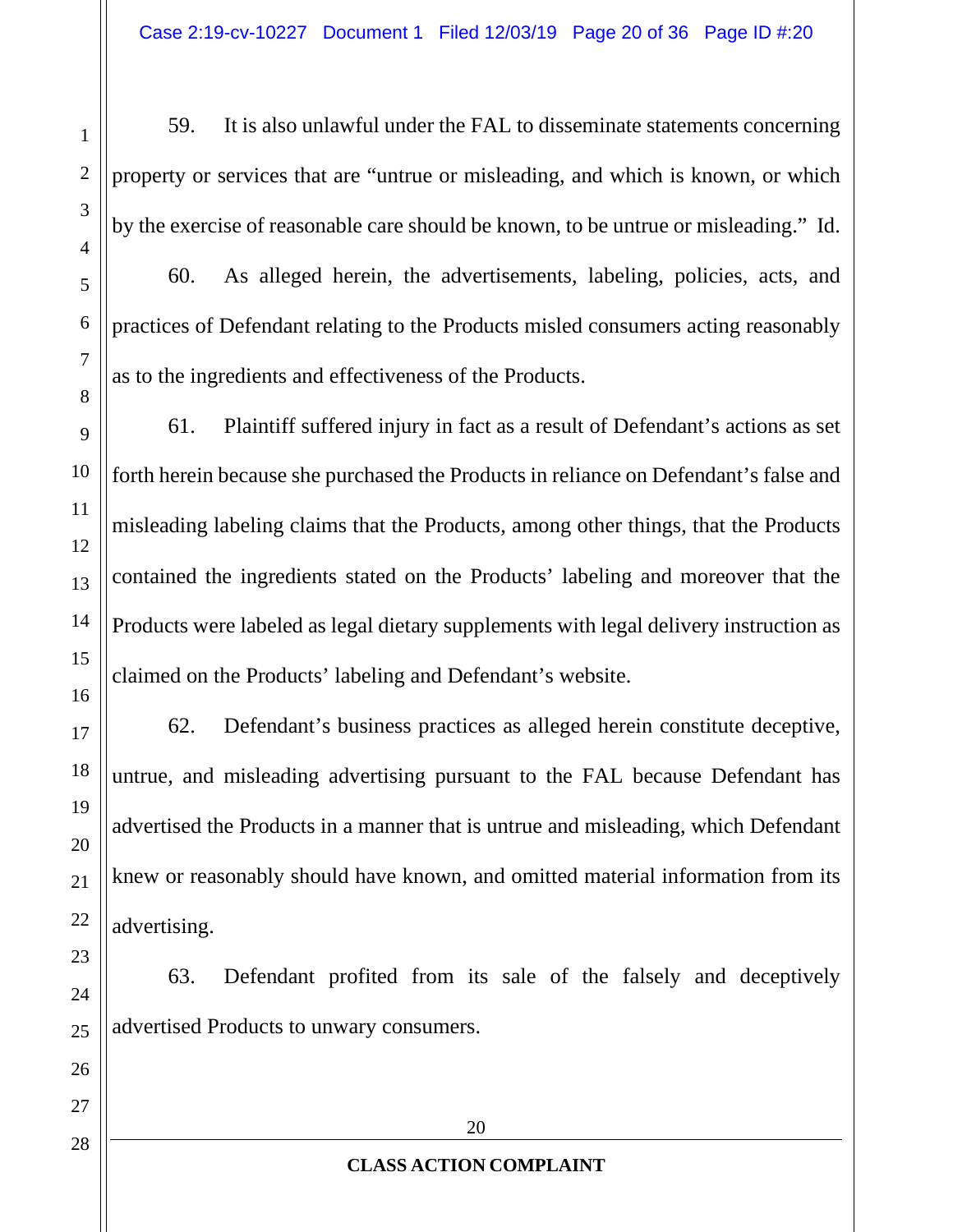59. It is also unlawful under the FAL to disseminate statements concerning property or services that are "untrue or misleading, and which is known, or which by the exercise of reasonable care should be known, to be untrue or misleading." Id.

60. As alleged herein, the advertisements, labeling, policies, acts, and practices of Defendant relating to the Products misled consumers acting reasonably as to the ingredients and effectiveness of the Products.

61. Plaintiff suffered injury in fact as a result of Defendant's actions as set forth herein because she purchased the Products in reliance on Defendant's false and misleading labeling claims that the Products, among other things, that the Products contained the ingredients stated on the Products' labeling and moreover that the Products were labeled as legal dietary supplements with legal delivery instruction as claimed on the Products' labeling and Defendant's website.

62. Defendant's business practices as alleged herein constitute deceptive, untrue, and misleading advertising pursuant to the FAL because Defendant has advertised the Products in a manner that is untrue and misleading, which Defendant knew or reasonably should have known, and omitted material information from its advertising.

63. Defendant profited from its sale of the falsely and deceptively advertised Products to unwary consumers.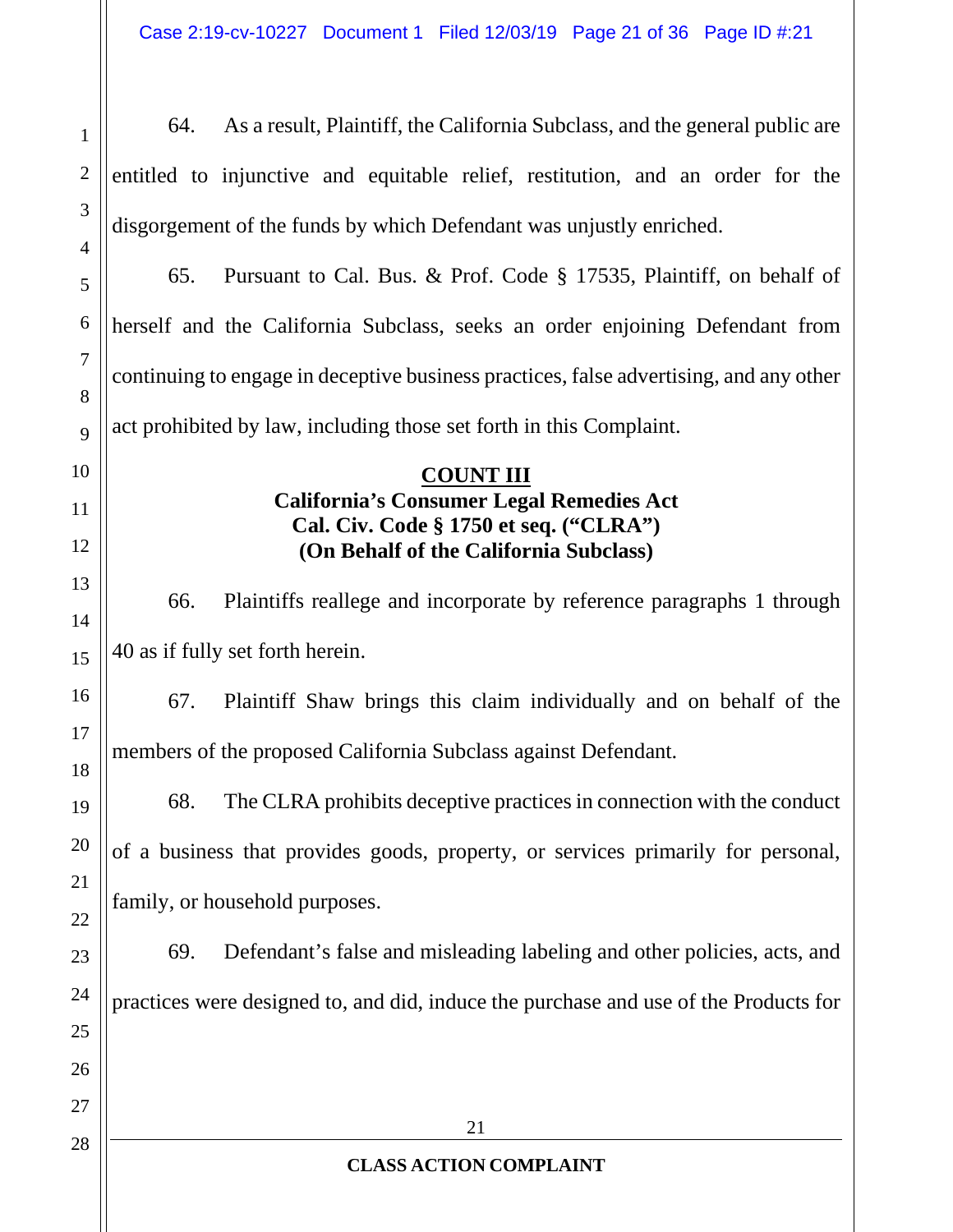64. As a result, Plaintiff, the California Subclass, and the general public are entitled to injunctive and equitable relief, restitution, and an order for the disgorgement of the funds by which Defendant was unjustly enriched.

65. Pursuant to Cal. Bus. & Prof. Code § 17535, Plaintiff, on behalf of herself and the California Subclass, seeks an order enjoining Defendant from continuing to engage in deceptive business practices, false advertising, and any other act prohibited by law, including those set forth in this Complaint.

**COUNT III**
**California's Consumer Legal Remedies Act**
**Cal. Civ. Code § 1750 et seq. ("CLRA")**
**(On Behalf of the California Subclass)**

66. Plaintiffs reallege and incorporate by reference paragraphs 1 through 40 as if fully set forth herein.

67. Plaintiff Shaw brings this claim individually and on behalf of the members of the proposed California Subclass against Defendant.

68. The CLRA prohibits deceptive practices in connection with the conduct of a business that provides goods, property, or services primarily for personal, family, or household purposes.

69. Defendant's false and misleading labeling and other policies, acts, and practices were designed to, and did, induce the purchase and use of the Products for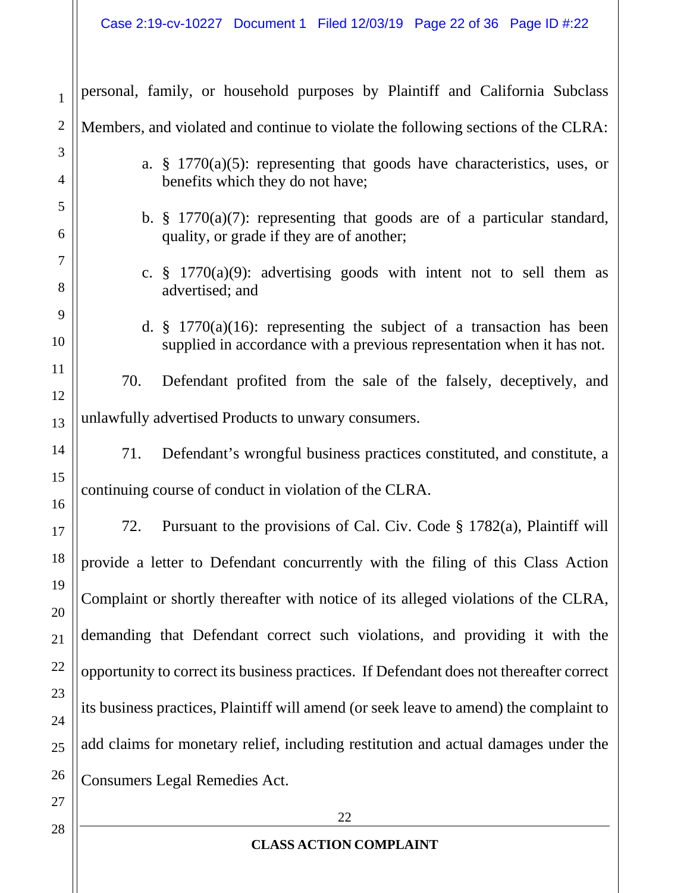personal, family, or household purposes by Plaintiff and California Subclass Members, and violated and continue to violate the following sections of the CLRA:

a. § 1770(a)(5): representing that goods have characteristics, uses, or benefits which they do not have;

b. § 1770(a)(7): representing that goods are of a particular standard, quality, or grade if they are of another;

c. § 1770(a)(9): advertising goods with intent not to sell them as advertised; and

d. § 1770(a)(16): representing the subject of a transaction has been supplied in accordance with a previous representation when it has not.

70. Defendant profited from the sale of the falsely, deceptively, and unlawfully advertised Products to unwary consumers.

71. Defendant's wrongful business practices constituted, and constitute, a continuing course of conduct in violation of the CLRA.

72. Pursuant to the provisions of Cal. Civ. Code § 1782(a), Plaintiff will provide a letter to Defendant concurrently with the filing of this Class Action Complaint or shortly thereafter with notice of its alleged violations of the CLRA, demanding that Defendant correct such violations, and providing it with the opportunity to correct its business practices. If Defendant does not thereafter correct its business practices, Plaintiff will amend (or seek leave to amend) the complaint to add claims for monetary relief, including restitution and actual damages under the Consumers Legal Remedies Act.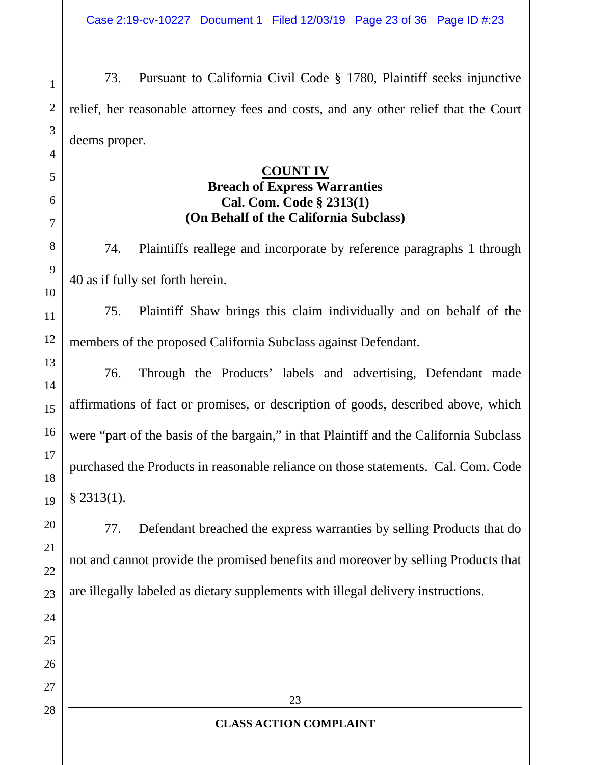73. Pursuant to California Civil Code § 1780, Plaintiff seeks injunctive relief, her reasonable attorney fees and costs, and any other relief that the Court deems proper.

**COUNT IV**
**Breach of Express Warranties**
**Cal. Com. Code § 2313(1)**
**(On Behalf of the California Subclass)**

74. Plaintiffs reallege and incorporate by reference paragraphs 1 through 40 as if fully set forth herein.

75. Plaintiff Shaw brings this claim individually and on behalf of the members of the proposed California Subclass against Defendant.

76. Through the Products' labels and advertising, Defendant made affirmations of fact or promises, or description of goods, described above, which were "part of the basis of the bargain," in that Plaintiff and the California Subclass purchased the Products in reasonable reliance on those statements. Cal. Com. Code § 2313(1).

77. Defendant breached the express warranties by selling Products that do not and cannot provide the promised benefits and moreover by selling Products that are illegally labeled as dietary supplements with illegal delivery instructions.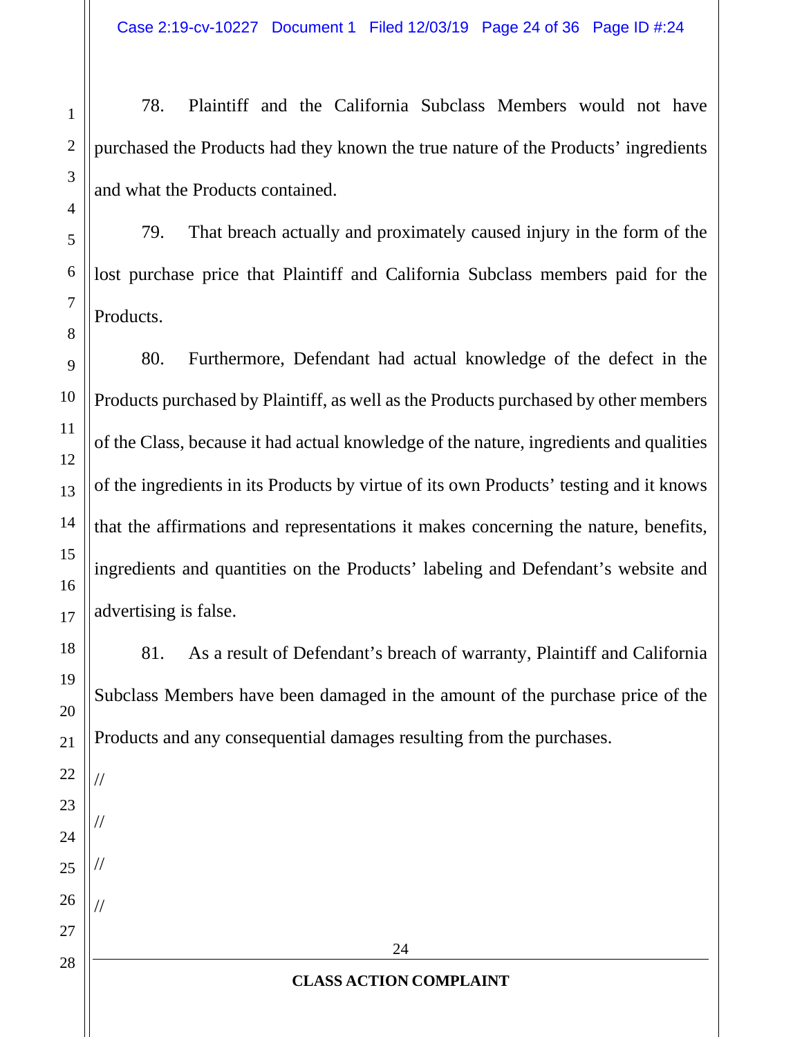78. Plaintiff and the California Subclass Members would not have purchased the Products had they known the true nature of the Products' ingredients and what the Products contained.

79. That breach actually and proximately caused injury in the form of the lost purchase price that Plaintiff and California Subclass members paid for the Products.

80. Furthermore, Defendant had actual knowledge of the defect in the Products purchased by Plaintiff, as well as the Products purchased by other members of the Class, because it had actual knowledge of the nature, ingredients and qualities of the ingredients in its Products by virtue of its own Products' testing and it knows that the affirmations and representations it makes concerning the nature, benefits, ingredients and quantities on the Products' labeling and Defendant's website and advertising is false.

81. As a result of Defendant's breach of warranty, Plaintiff and California Subclass Members have been damaged in the amount of the purchase price of the Products and any consequential damages resulting from the purchases.

//

//

//

//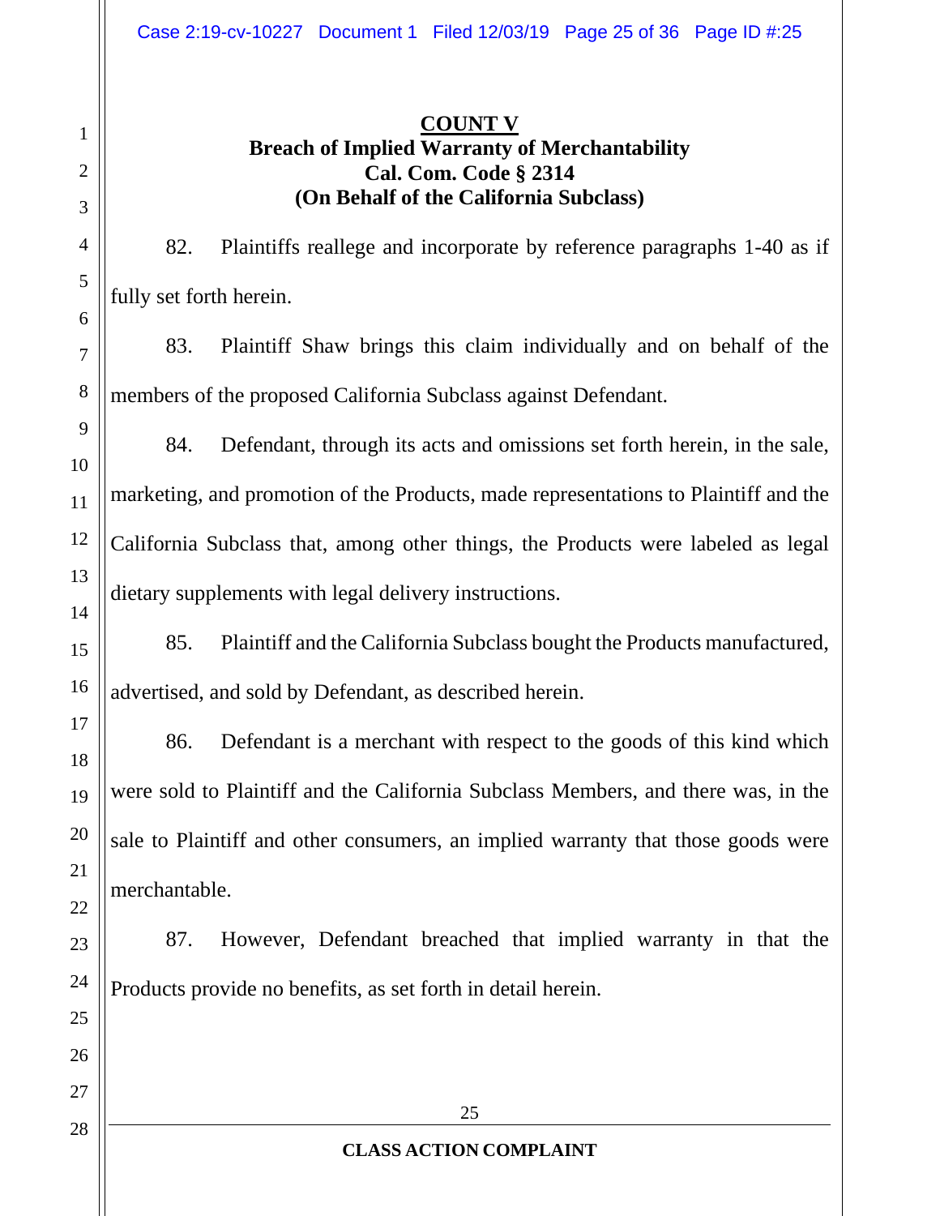**COUNT V**

**Breach of Implied Warranty of Merchantability**
**Cal. Com. Code § 2314**
**(On Behalf of the California Subclass)**

82. Plaintiffs reallege and incorporate by reference paragraphs 1-40 as if fully set forth herein.

83. Plaintiff Shaw brings this claim individually and on behalf of the members of the proposed California Subclass against Defendant.

84. Defendant, through its acts and omissions set forth herein, in the sale, marketing, and promotion of the Products, made representations to Plaintiff and the California Subclass that, among other things, the Products were labeled as legal dietary supplements with legal delivery instructions.

85. Plaintiff and the California Subclass bought the Products manufactured, advertised, and sold by Defendant, as described herein.

86. Defendant is a merchant with respect to the goods of this kind which were sold to Plaintiff and the California Subclass Members, and there was, in the sale to Plaintiff and other consumers, an implied warranty that those goods were merchantable.

87. However, Defendant breached that implied warranty in that the Products provide no benefits, as set forth in detail herein.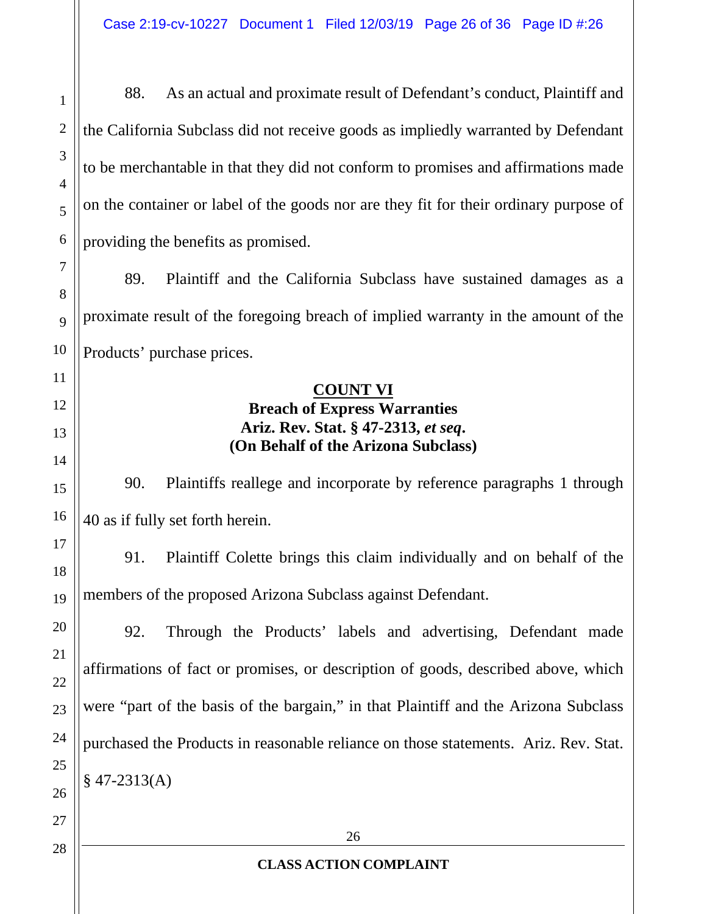88. As an actual and proximate result of Defendant's conduct, Plaintiff and the California Subclass did not receive goods as impliedly warranted by Defendant to be merchantable in that they did not conform to promises and affirmations made on the container or label of the goods nor are they fit for their ordinary purpose of providing the benefits as promised.

89. Plaintiff and the California Subclass have sustained damages as a proximate result of the foregoing breach of implied warranty in the amount of the Products' purchase prices.

**COUNT VI**
**Breach of Express Warranties**
**Ariz. Rev. Stat. § 47-2313, *et seq*.**
**(On Behalf of the Arizona Subclass)**

90. Plaintiffs reallege and incorporate by reference paragraphs 1 through 40 as if fully set forth herein.

91. Plaintiff Colette brings this claim individually and on behalf of the members of the proposed Arizona Subclass against Defendant.

92. Through the Products' labels and advertising, Defendant made affirmations of fact or promises, or description of goods, described above, which were "part of the basis of the bargain," in that Plaintiff and the Arizona Subclass purchased the Products in reasonable reliance on those statements. Ariz. Rev. Stat. § 47-2313(A)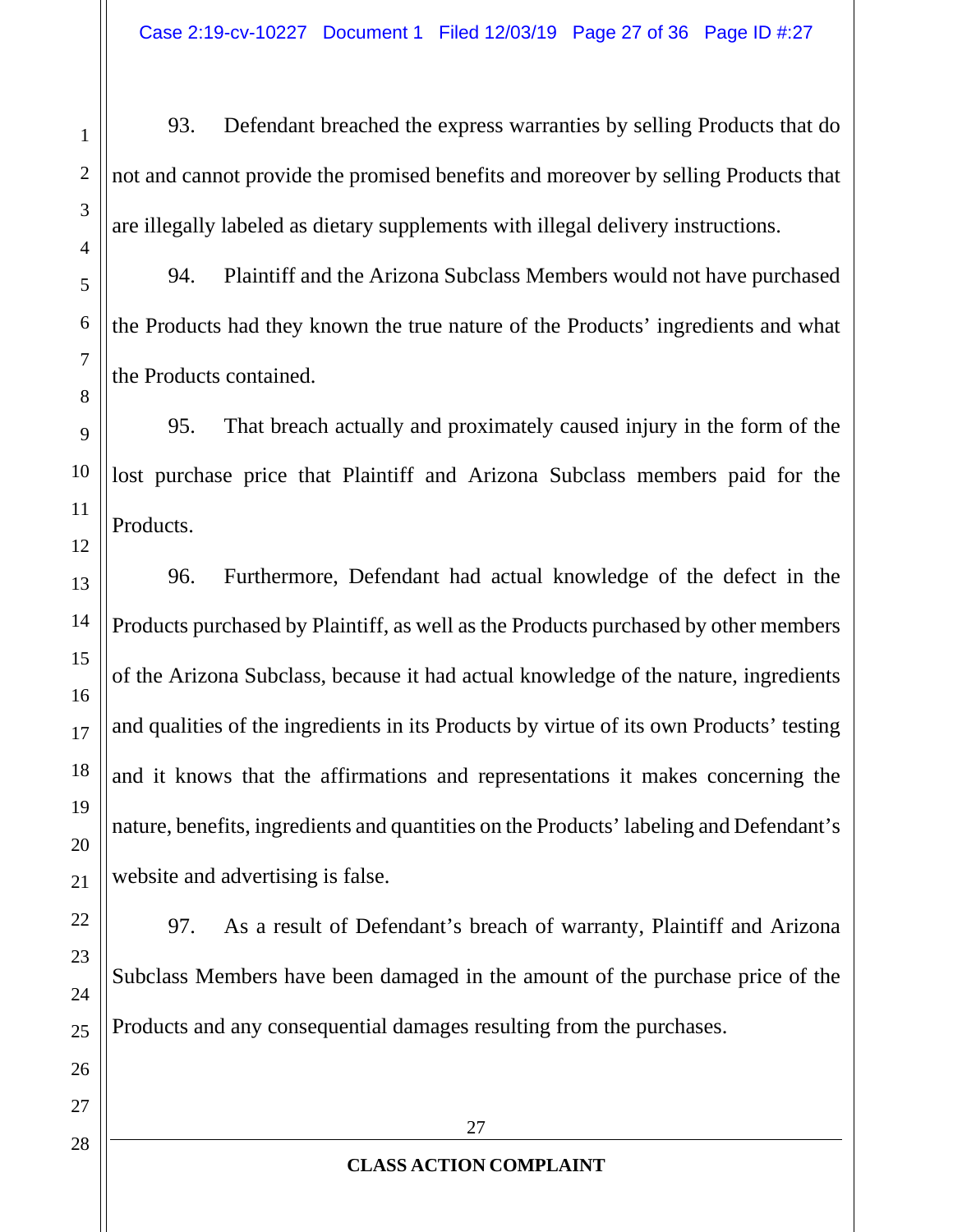93. Defendant breached the express warranties by selling Products that do not and cannot provide the promised benefits and moreover by selling Products that are illegally labeled as dietary supplements with illegal delivery instructions.

94. Plaintiff and the Arizona Subclass Members would not have purchased the Products had they known the true nature of the Products' ingredients and what the Products contained.

95. That breach actually and proximately caused injury in the form of the lost purchase price that Plaintiff and Arizona Subclass members paid for the Products.

96. Furthermore, Defendant had actual knowledge of the defect in the Products purchased by Plaintiff, as well as the Products purchased by other members of the Arizona Subclass, because it had actual knowledge of the nature, ingredients and qualities of the ingredients in its Products by virtue of its own Products' testing and it knows that the affirmations and representations it makes concerning the nature, benefits, ingredients and quantities on the Products' labeling and Defendant's website and advertising is false.

97. As a result of Defendant's breach of warranty, Plaintiff and Arizona Subclass Members have been damaged in the amount of the purchase price of the Products and any consequential damages resulting from the purchases.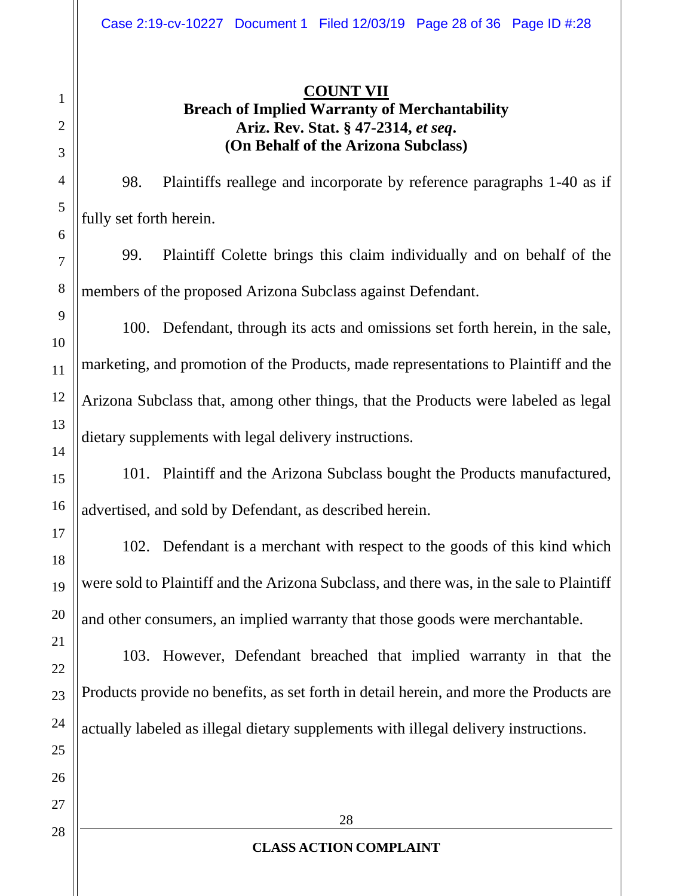**COUNT VII**

**Breach of Implied Warranty of Merchantability**
**Ariz. Rev. Stat. § 47-2314, *et seq*.**
**(On Behalf of the Arizona Subclass)**

98. Plaintiffs reallege and incorporate by reference paragraphs 1-40 as if fully set forth herein.

99. Plaintiff Colette brings this claim individually and on behalf of the members of the proposed Arizona Subclass against Defendant.

100. Defendant, through its acts and omissions set forth herein, in the sale, marketing, and promotion of the Products, made representations to Plaintiff and the Arizona Subclass that, among other things, that the Products were labeled as legal dietary supplements with legal delivery instructions.

101. Plaintiff and the Arizona Subclass bought the Products manufactured, advertised, and sold by Defendant, as described herein.

102. Defendant is a merchant with respect to the goods of this kind which were sold to Plaintiff and the Arizona Subclass, and there was, in the sale to Plaintiff and other consumers, an implied warranty that those goods were merchantable.

103. However, Defendant breached that implied warranty in that the Products provide no benefits, as set forth in detail herein, and more the Products are actually labeled as illegal dietary supplements with illegal delivery instructions.

**CLASS ACTION COMPLAINT**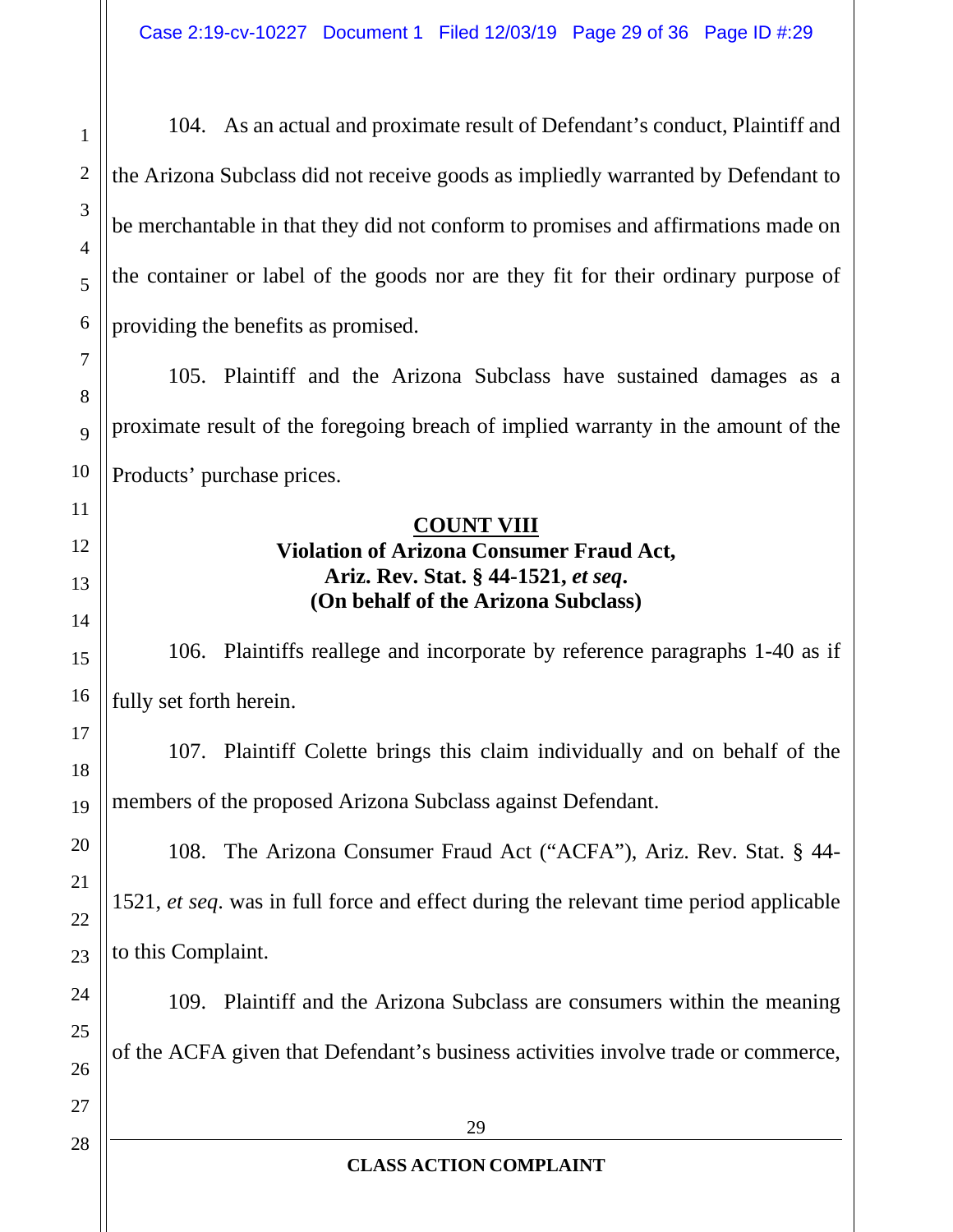104. As an actual and proximate result of Defendant's conduct, Plaintiff and the Arizona Subclass did not receive goods as impliedly warranted by Defendant to be merchantable in that they did not conform to promises and affirmations made on the container or label of the goods nor are they fit for their ordinary purpose of providing the benefits as promised.

105. Plaintiff and the Arizona Subclass have sustained damages as a proximate result of the foregoing breach of implied warranty in the amount of the Products' purchase prices.

**COUNT VIII**
**Violation of Arizona Consumer Fraud Act,**
**Ariz. Rev. Stat. § 44-1521, *et seq*.**
**(On behalf of the Arizona Subclass)**

106. Plaintiffs reallege and incorporate by reference paragraphs 1-40 as if fully set forth herein.

107. Plaintiff Colette brings this claim individually and on behalf of the members of the proposed Arizona Subclass against Defendant.

108. The Arizona Consumer Fraud Act ("ACFA"), Ariz. Rev. Stat. § 44-1521, *et seq.* was in full force and effect during the relevant time period applicable to this Complaint.

109. Plaintiff and the Arizona Subclass are consumers within the meaning of the ACFA given that Defendant's business activities involve trade or commerce,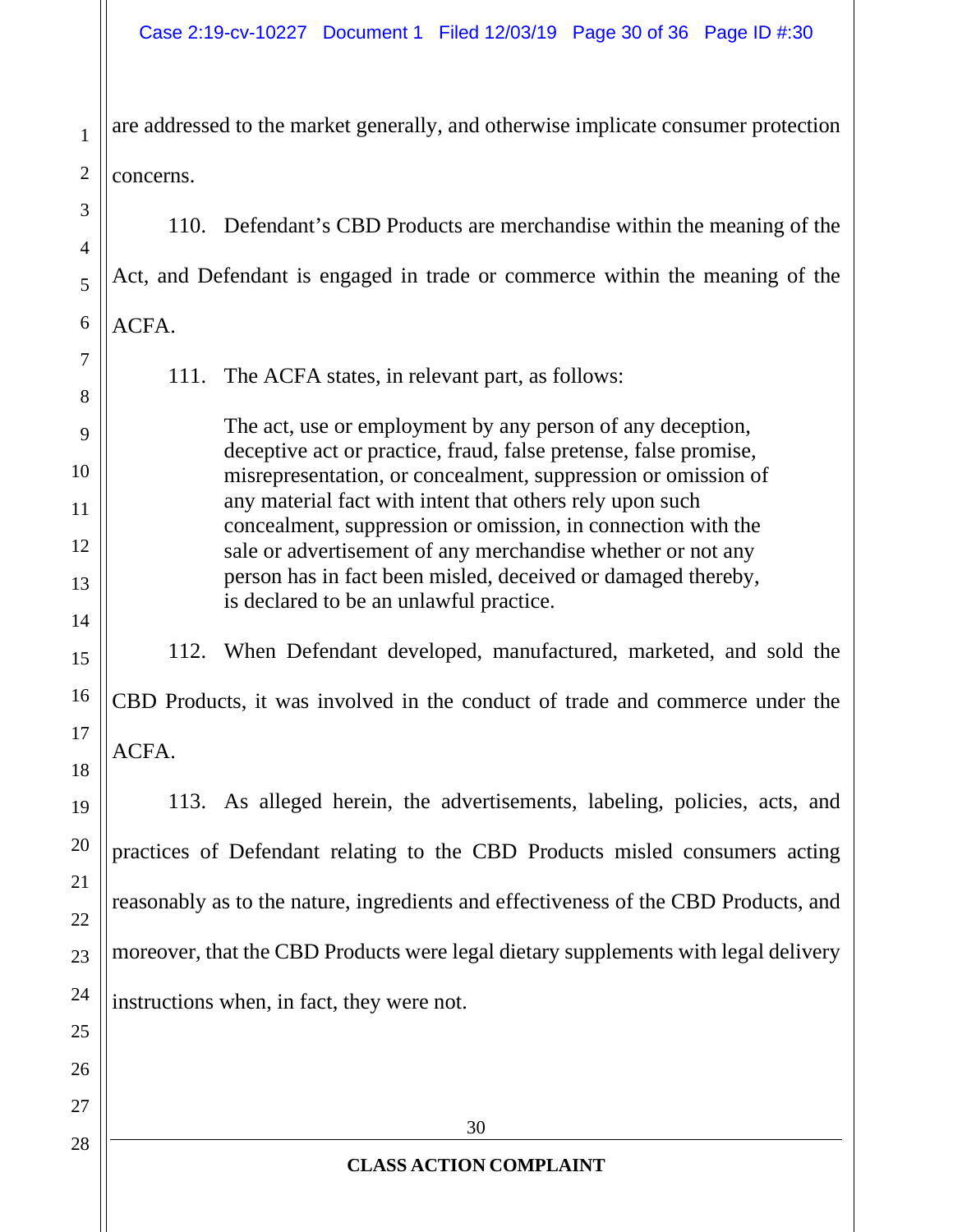are addressed to the market generally, and otherwise implicate consumer protection concerns.

110. Defendant's CBD Products are merchandise within the meaning of the Act, and Defendant is engaged in trade or commerce within the meaning of the ACFA.

111. The ACFA states, in relevant part, as follows:

> The act, use or employment by any person of any deception, deceptive act or practice, fraud, false pretense, false promise, misrepresentation, or concealment, suppression or omission of any material fact with intent that others rely upon such concealment, suppression or omission, in connection with the sale or advertisement of any merchandise whether or not any person has in fact been misled, deceived or damaged thereby, is declared to be an unlawful practice.

112. When Defendant developed, manufactured, marketed, and sold the CBD Products, it was involved in the conduct of trade and commerce under the ACFA.

113. As alleged herein, the advertisements, labeling, policies, acts, and practices of Defendant relating to the CBD Products misled consumers acting reasonably as to the nature, ingredients and effectiveness of the CBD Products, and moreover, that the CBD Products were legal dietary supplements with legal delivery instructions when, in fact, they were not.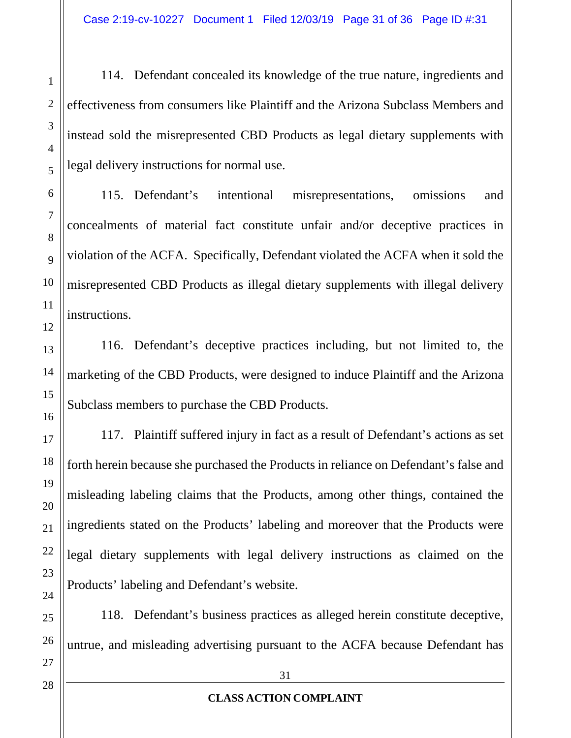114. Defendant concealed its knowledge of the true nature, ingredients and effectiveness from consumers like Plaintiff and the Arizona Subclass Members and instead sold the misrepresented CBD Products as legal dietary supplements with legal delivery instructions for normal use.

115. Defendant's intentional misrepresentations, omissions and concealments of material fact constitute unfair and/or deceptive practices in violation of the ACFA. Specifically, Defendant violated the ACFA when it sold the misrepresented CBD Products as illegal dietary supplements with illegal delivery instructions.

116. Defendant's deceptive practices including, but not limited to, the marketing of the CBD Products, were designed to induce Plaintiff and the Arizona Subclass members to purchase the CBD Products.

117. Plaintiff suffered injury in fact as a result of Defendant's actions as set forth herein because she purchased the Products in reliance on Defendant's false and misleading labeling claims that the Products, among other things, contained the ingredients stated on the Products' labeling and moreover that the Products were legal dietary supplements with legal delivery instructions as claimed on the Products' labeling and Defendant's website.

118. Defendant's business practices as alleged herein constitute deceptive, untrue, and misleading advertising pursuant to the ACFA because Defendant has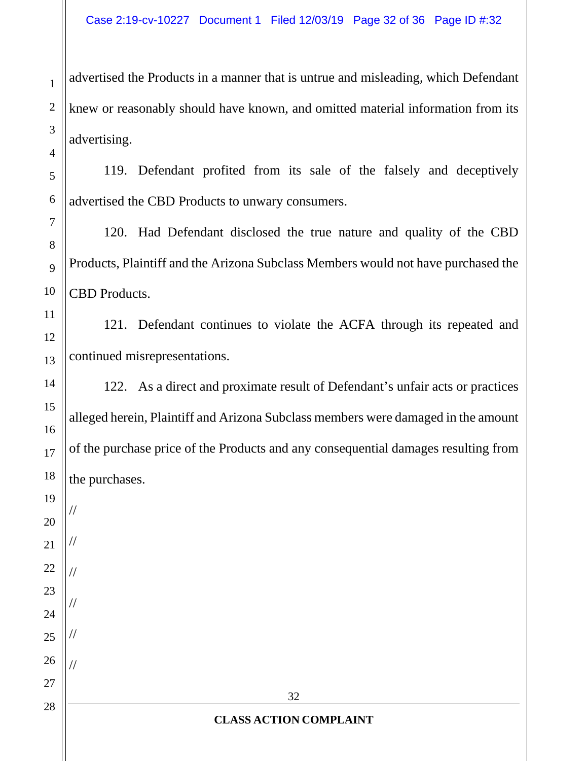advertised the Products in a manner that is untrue and misleading, which Defendant knew or reasonably should have known, and omitted material information from its advertising.

119. Defendant profited from its sale of the falsely and deceptively advertised the CBD Products to unwary consumers.

120. Had Defendant disclosed the true nature and quality of the CBD Products, Plaintiff and the Arizona Subclass Members would not have purchased the CBD Products.

121. Defendant continues to violate the ACFA through its repeated and continued misrepresentations.

122. As a direct and proximate result of Defendant's unfair acts or practices alleged herein, Plaintiff and Arizona Subclass members were damaged in the amount of the purchase price of the Products and any consequential damages resulting from the purchases.

//

//

//

//

//

//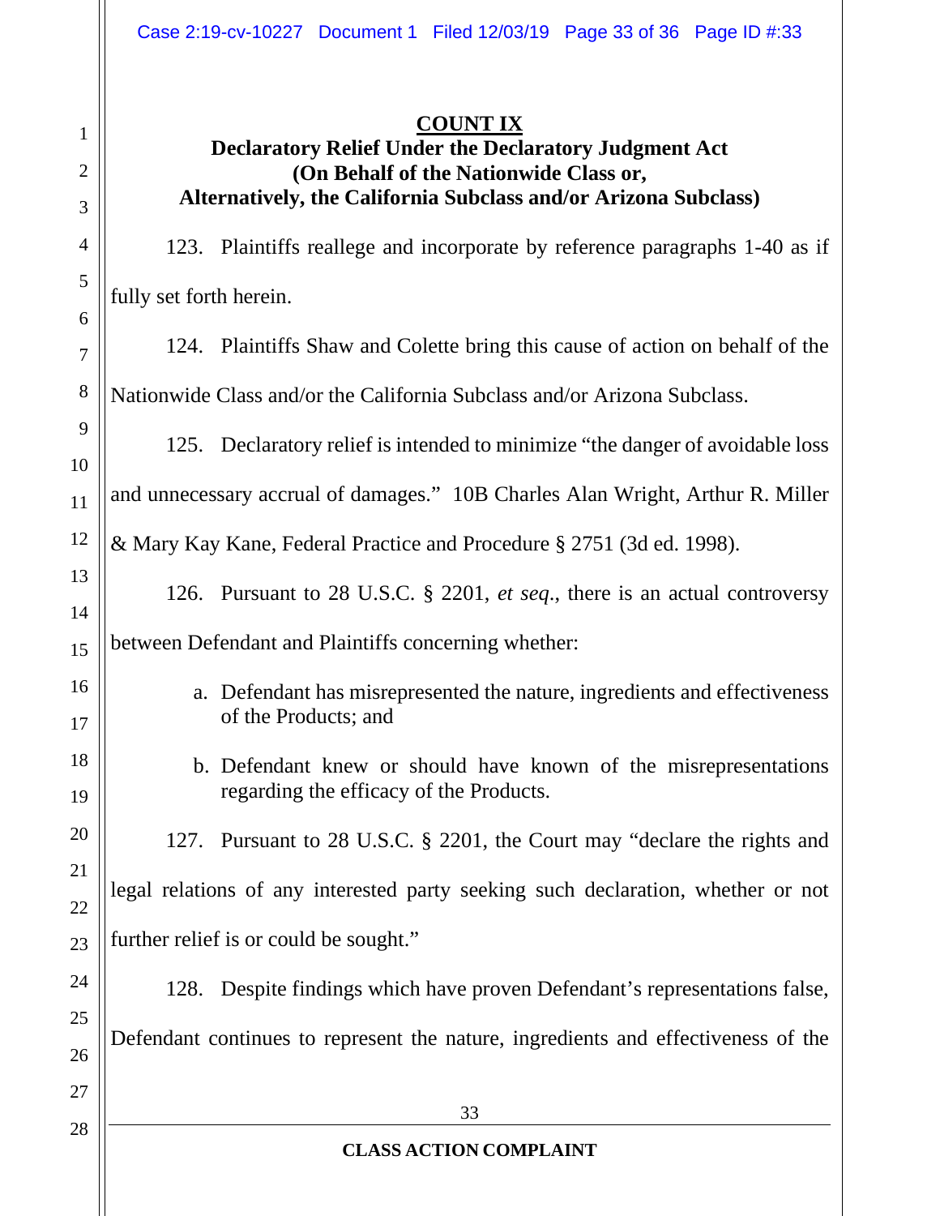**COUNT IX**

**Declaratory Relief Under the Declaratory Judgment Act**
**(On Behalf of the Nationwide Class or,**
**Alternatively, the California Subclass and/or Arizona Subclass)**

123. Plaintiffs reallege and incorporate by reference paragraphs 1-40 as if fully set forth herein.

124. Plaintiffs Shaw and Colette bring this cause of action on behalf of the Nationwide Class and/or the California Subclass and/or Arizona Subclass.

125. Declaratory relief is intended to minimize "the danger of avoidable loss and unnecessary accrual of damages." 10B Charles Alan Wright, Arthur R. Miller & Mary Kay Kane, Federal Practice and Procedure § 2751 (3d ed. 1998).

126. Pursuant to 28 U.S.C. § 2201, *et seq*., there is an actual controversy between Defendant and Plaintiffs concerning whether:

a. Defendant has misrepresented the nature, ingredients and effectiveness of the Products; and

b. Defendant knew or should have known of the misrepresentations regarding the efficacy of the Products.

127. Pursuant to 28 U.S.C. § 2201, the Court may "declare the rights and legal relations of any interested party seeking such declaration, whether or not further relief is or could be sought."

128. Despite findings which have proven Defendant's representations false, Defendant continues to represent the nature, ingredients and effectiveness of the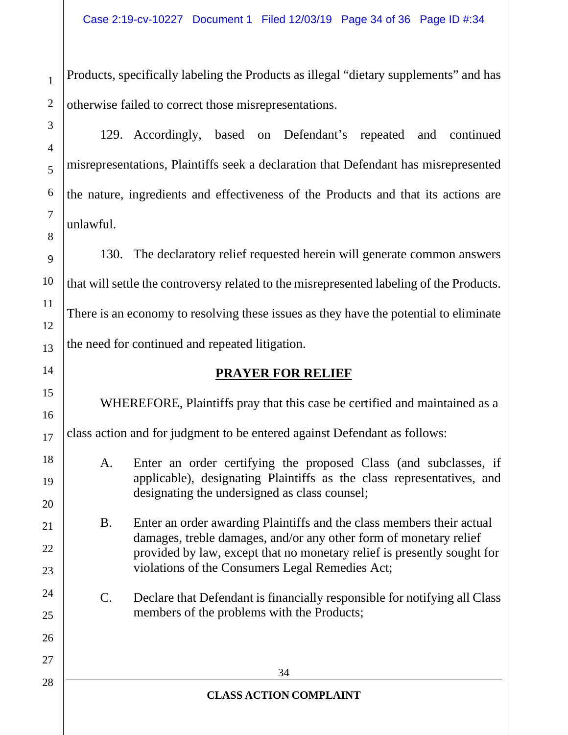Products, specifically labeling the Products as illegal "dietary supplements" and has otherwise failed to correct those misrepresentations.

129. Accordingly, based on Defendant's repeated and continued misrepresentations, Plaintiffs seek a declaration that Defendant has misrepresented the nature, ingredients and effectiveness of the Products and that its actions are unlawful.

130. The declaratory relief requested herein will generate common answers that will settle the controversy related to the misrepresented labeling of the Products. There is an economy to resolving these issues as they have the potential to eliminate the need for continued and repeated litigation.

## PRAYER FOR RELIEF

WHEREFORE, Plaintiffs pray that this case be certified and maintained as a class action and for judgment to be entered against Defendant as follows:

A. Enter an order certifying the proposed Class (and subclasses, if applicable), designating Plaintiffs as the class representatives, and designating the undersigned as class counsel;

B. Enter an order awarding Plaintiffs and the class members their actual damages, treble damages, and/or any other form of monetary relief provided by law, except that no monetary relief is presently sought for violations of the Consumers Legal Remedies Act;

C. Declare that Defendant is financially responsible for notifying all Class members of the problems with the Products;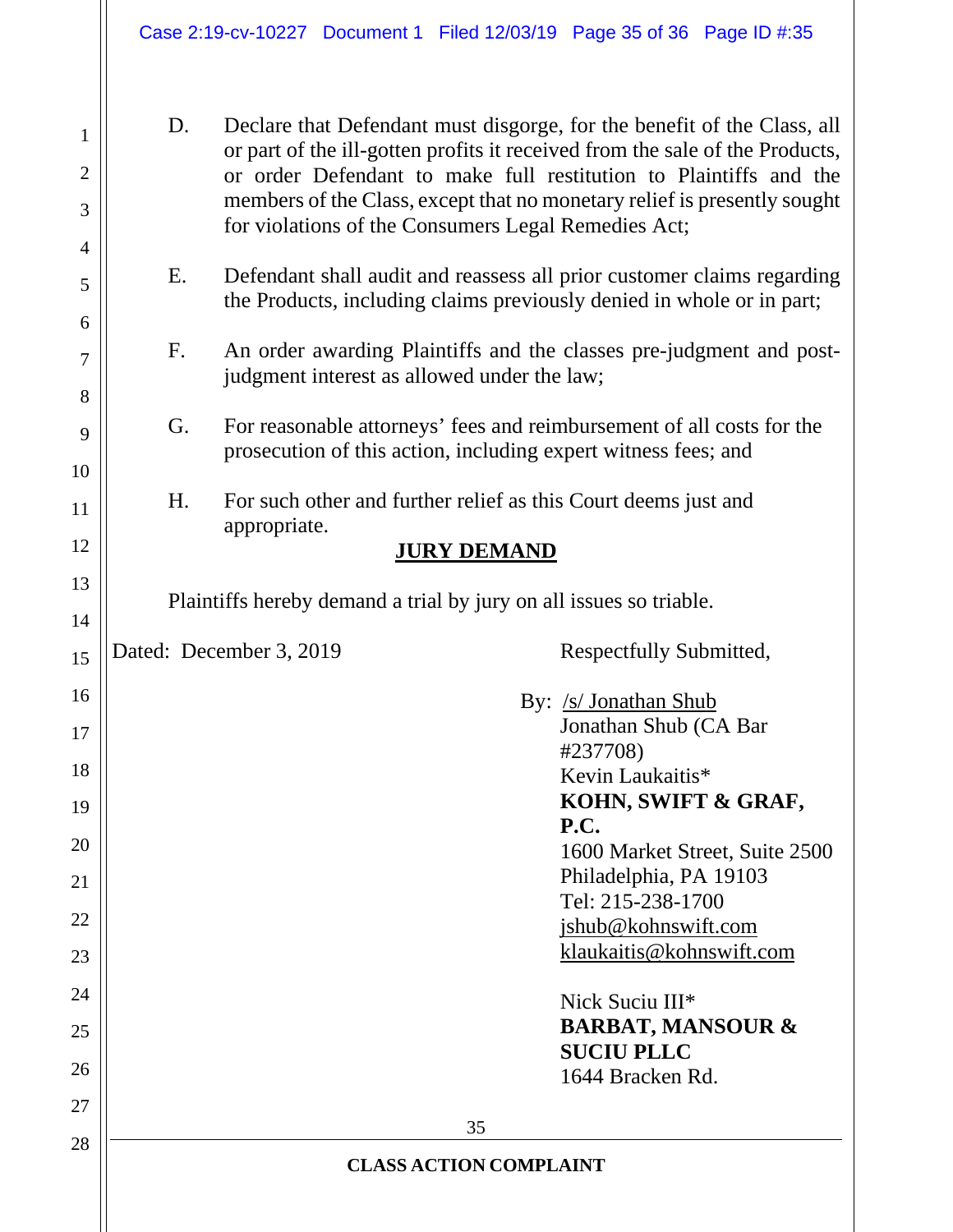D. Declare that Defendant must disgorge, for the benefit of the Class, all or part of the ill-gotten profits it received from the sale of the Products, or order Defendant to make full restitution to Plaintiffs and the members of the Class, except that no monetary relief is presently sought for violations of the Consumers Legal Remedies Act;

E. Defendant shall audit and reassess all prior customer claims regarding the Products, including claims previously denied in whole or in part;

F. An order awarding Plaintiffs and the classes pre-judgment and post-judgment interest as allowed under the law;

G. For reasonable attorneys' fees and reimbursement of all costs for the prosecution of this action, including expert witness fees; and

H. For such other and further relief as this Court deems just and appropriate.

## JURY DEMAND

Plaintiffs hereby demand a trial by jury on all issues so triable.

Dated: December 3, 2019

Respectfully Submitted,

By: /s/ Jonathan Shub
Jonathan Shub (CA Bar #237708)
Kevin Laukaitis*
**KOHN, SWIFT & GRAF, P.C.**
1600 Market Street, Suite 2500
Philadelphia, PA 19103
Tel: 215-238-1700
jshub@kohnswift.com
klaukaitis@kohnswift.com

Nick Suciu III*
**BARBAT, MANSOUR & SUCIU PLLC**
1644 Bracken Rd.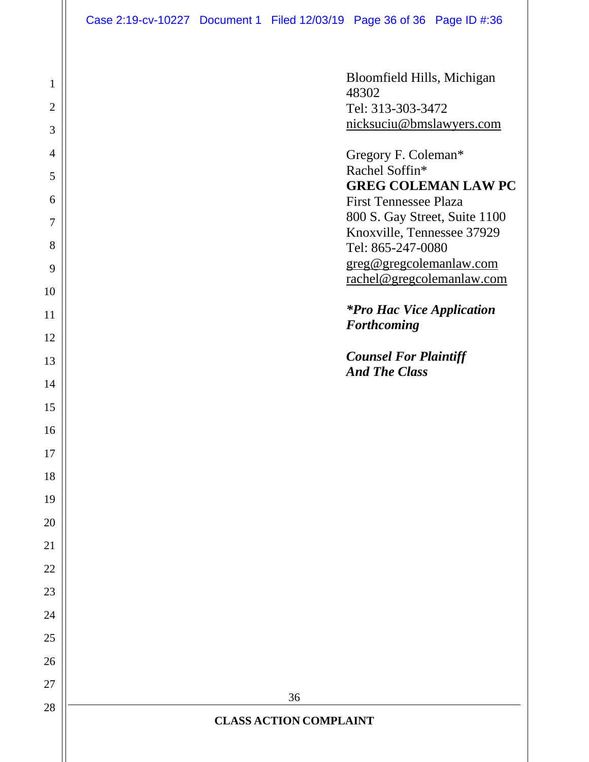Bloomfield Hills, Michigan
48302
Tel: 313-303-3472
nicksuciu@bmslawyers.com

Gregory F. Coleman*
Rachel Soffin*
**GREG COLEMAN LAW PC**
First Tennessee Plaza
800 S. Gay Street, Suite 1100
Knoxville, Tennessee 37929
Tel: 865-247-0080
greg@gregcolemanlaw.com
rachel@gregcolemanlaw.com

***Pro Hac Vice Application Forthcoming***

***Counsel For Plaintiff And The Class***

**CLASS ACTION COMPLAINT**